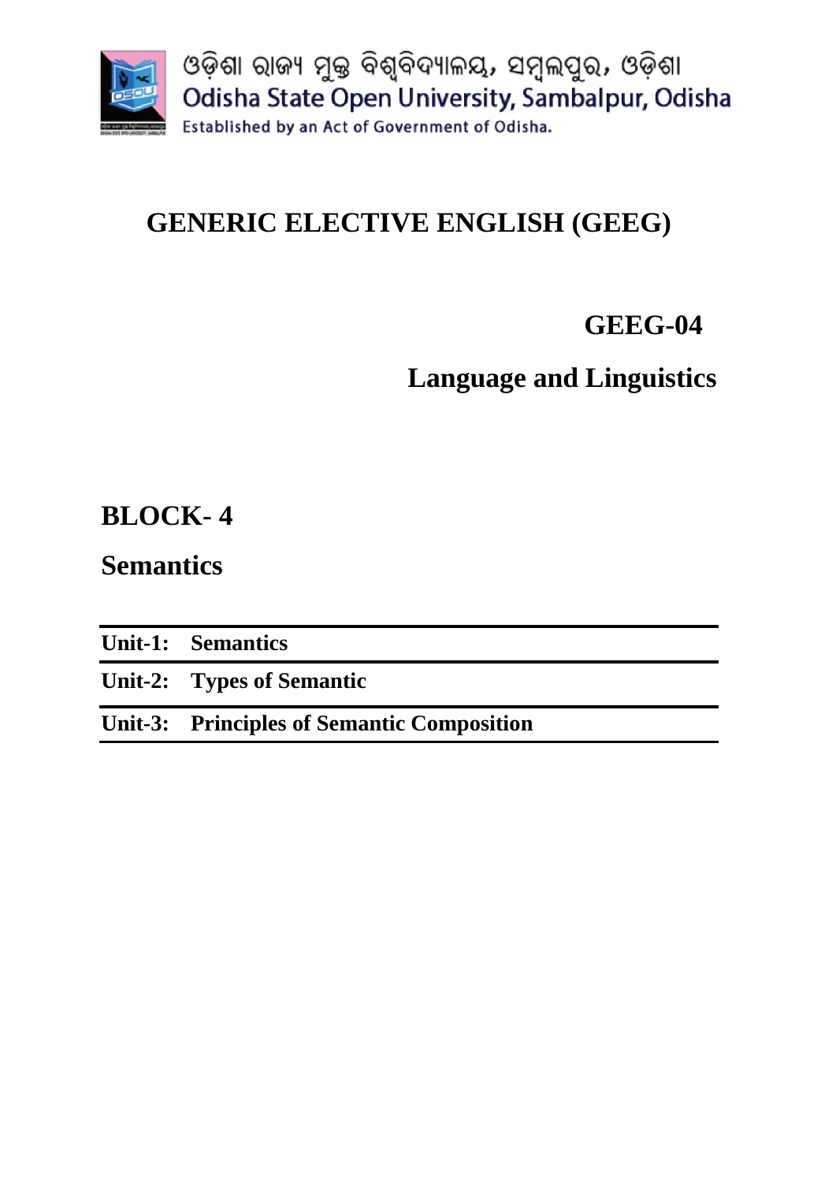ଓଡ଼ିଶା ରାଜ୍ୟ ମୁକ୍ତ ବିଶ୍ୱବିଦ୍ୟାଳୟ, ସମ୍ବଲପୁର, ଓଡ଼ିଶା

Odisha State Open University, Sambalpur, Odisha

Established by an Act of Government of Odisha.

# GENERIC ELECTIVE ENGLISH (GEEG)

## GEEG-04

## Language and Linguistics

## BLOCK- 4

## Semantics

| | |
|---|---|
| **Unit-1:** | **Semantics** |
| **Unit-2:** | **Types of Semantic** |
| **Unit-3:** | **Principles of Semantic Composition** |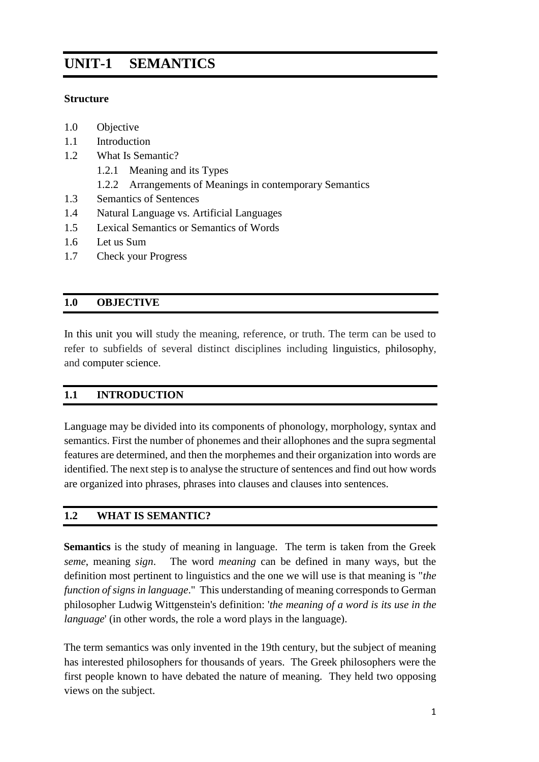# UNIT-1 SEMANTICS

**Structure**

1.0 Objective
1.1 Introduction
1.2 What Is Semantic?
  1.2.1 Meaning and its Types
  1.2.2 Arrangements of Meanings in contemporary Semantics
1.3 Semantics of Sentences
1.4 Natural Language vs. Artificial Languages
1.5 Lexical Semantics or Semantics of Words
1.6 Let us Sum
1.7 Check your Progress

## 1.0 OBJECTIVE

In this unit you will study the meaning, reference, or truth. The term can be used to refer to subfields of several distinct disciplines including linguistics, philosophy, and computer science.

## 1.1 INTRODUCTION

Language may be divided into its components of phonology, morphology, syntax and semantics. First the number of phonemes and their allophones and the supra segmental features are determined, and then the morphemes and their organization into words are identified. The next step is to analyse the structure of sentences and find out how words are organized into phrases, phrases into clauses and clauses into sentences.

## 1.2 WHAT IS SEMANTIC?

**Semantics** is the study of meaning in language. The term is taken from the Greek *seme*, meaning *sign*. The word *meaning* can be defined in many ways, but the definition most pertinent to linguistics and the one we will use is that meaning is "*the function of signs in language*." This understanding of meaning corresponds to German philosopher Ludwig Wittgenstein's definition: '*the meaning of a word is its use in the language*' (in other words, the role a word plays in the language).

The term semantics was only invented in the 19th century, but the subject of meaning has interested philosophers for thousands of years. The Greek philosophers were the first people known to have debated the nature of meaning. They held two opposing views on the subject.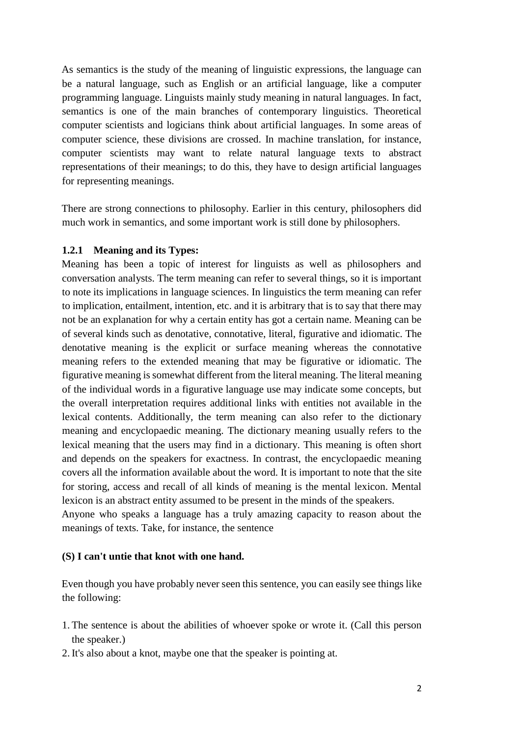As semantics is the study of the meaning of linguistic expressions, the language can be a natural language, such as English or an artificial language, like a computer programming language. Linguists mainly study meaning in natural languages. In fact, semantics is one of the main branches of contemporary linguistics. Theoretical computer scientists and logicians think about artificial languages. In some areas of computer science, these divisions are crossed. In machine translation, for instance, computer scientists may want to relate natural language texts to abstract representations of their meanings; to do this, they have to design artificial languages for representing meanings.

There are strong connections to philosophy. Earlier in this century, philosophers did much work in semantics, and some important work is still done by philosophers.

### 1.2.1 Meaning and its Types:

Meaning has been a topic of interest for linguists as well as philosophers and conversation analysts. The term meaning can refer to several things, so it is important to note its implications in language sciences. In linguistics the term meaning can refer to implication, entailment, intention, etc. and it is arbitrary that is to say that there may not be an explanation for why a certain entity has got a certain name. Meaning can be of several kinds such as denotative, connotative, literal, figurative and idiomatic. The denotative meaning is the explicit or surface meaning whereas the connotative meaning refers to the extended meaning that may be figurative or idiomatic. The figurative meaning is somewhat different from the literal meaning. The literal meaning of the individual words in a figurative language use may indicate some concepts, but the overall interpretation requires additional links with entities not available in the lexical contents. Additionally, the term meaning can also refer to the dictionary meaning and encyclopaedic meaning. The dictionary meaning usually refers to the lexical meaning that the users may find in a dictionary. This meaning is often short and depends on the speakers for exactness. In contrast, the encyclopaedic meaning covers all the information available about the word. It is important to note that the site for storing, access and recall of all kinds of meaning is the mental lexicon. Mental lexicon is an abstract entity assumed to be present in the minds of the speakers.

Anyone who speaks a language has a truly amazing capacity to reason about the meanings of texts. Take, for instance, the sentence

**(S) I can't untie that knot with one hand.**

Even though you have probably never seen this sentence, you can easily see things like the following:

1. The sentence is about the abilities of whoever spoke or wrote it. (Call this person the speaker.)
2. It's also about a knot, maybe one that the speaker is pointing at.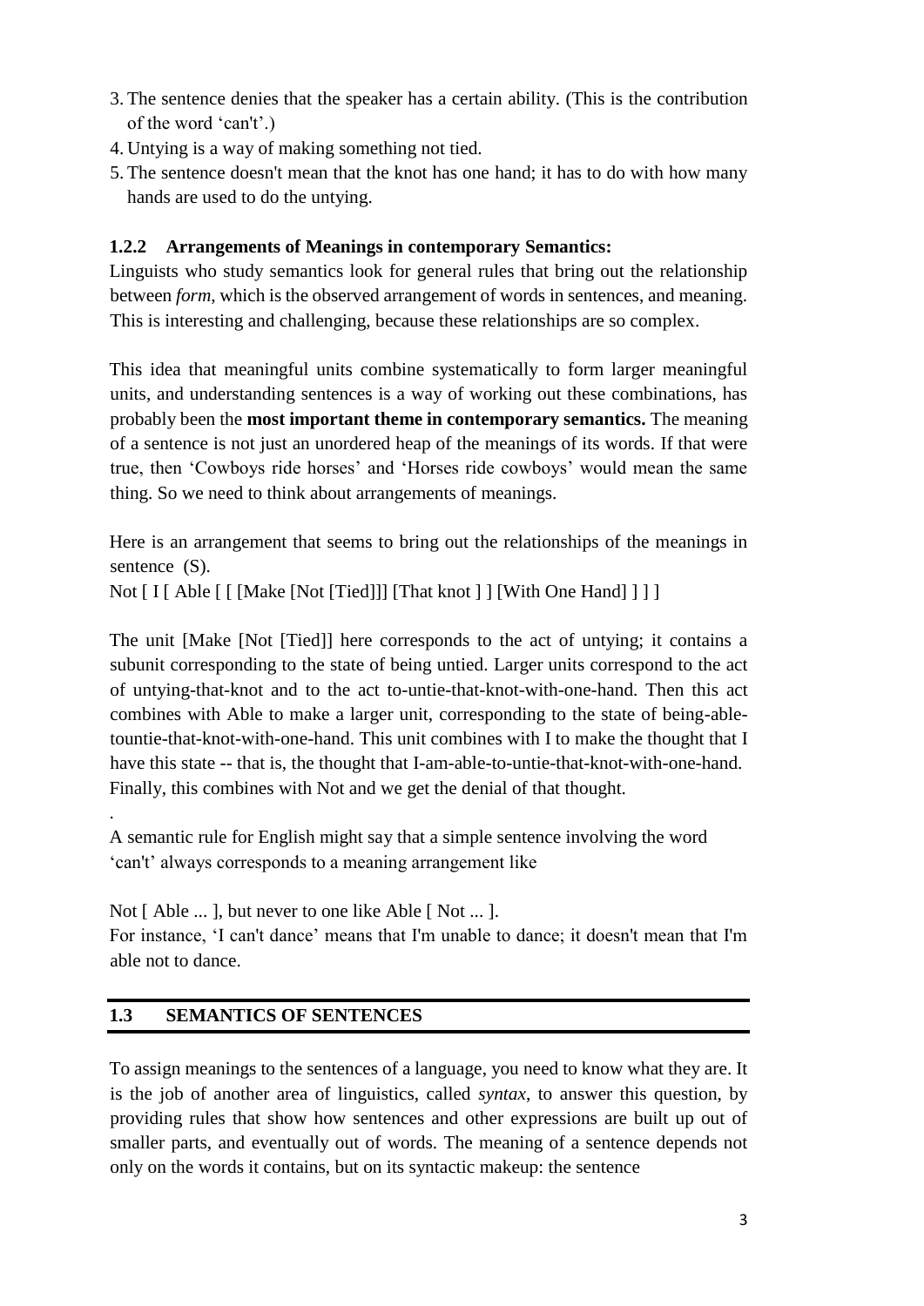3. The sentence denies that the speaker has a certain ability. (This is the contribution of the word 'can't'.)
4. Untying is a way of making something not tied.
5. The sentence doesn't mean that the knot has one hand; it has to do with how many hands are used to do the untying.

### 1.2.2 Arrangements of Meanings in contemporary Semantics:

Linguists who study semantics look for general rules that bring out the relationship between *form*, which is the observed arrangement of words in sentences, and meaning. This is interesting and challenging, because these relationships are so complex.

This idea that meaningful units combine systematically to form larger meaningful units, and understanding sentences is a way of working out these combinations, has probably been the **most important theme in contemporary semantics.** The meaning of a sentence is not just an unordered heap of the meanings of its words. If that were true, then 'Cowboys ride horses' and 'Horses ride cowboys' would mean the same thing. So we need to think about arrangements of meanings.

Here is an arrangement that seems to bring out the relationships of the meanings in sentence (S).

Not [ I [ Able [ [ [Make [Not [Tied]]] [That knot ] ] [With One Hand] ] ] ]

The unit [Make [Not [Tied]] here corresponds to the act of untying; it contains a subunit corresponding to the state of being untied. Larger units correspond to the act of untying-that-knot and to the act to-untie-that-knot-with-one-hand. Then this act combines with Able to make a larger unit, corresponding to the state of being-able-tountie-that-knot-with-one-hand. This unit combines with I to make the thought that I have this state -- that is, the thought that I-am-able-to-untie-that-knot-with-one-hand. Finally, this combines with Not and we get the denial of that thought.

.

A semantic rule for English might say that a simple sentence involving the word 'can't' always corresponds to a meaning arrangement like

Not [ Able ... ], but never to one like Able [ Not ... ].

For instance, 'I can't dance' means that I'm unable to dance; it doesn't mean that I'm able not to dance.

## 1.3 SEMANTICS OF SENTENCES

To assign meanings to the sentences of a language, you need to know what they are. It is the job of another area of linguistics, called *syntax*, to answer this question, by providing rules that show how sentences and other expressions are built up out of smaller parts, and eventually out of words. The meaning of a sentence depends not only on the words it contains, but on its syntactic makeup: the sentence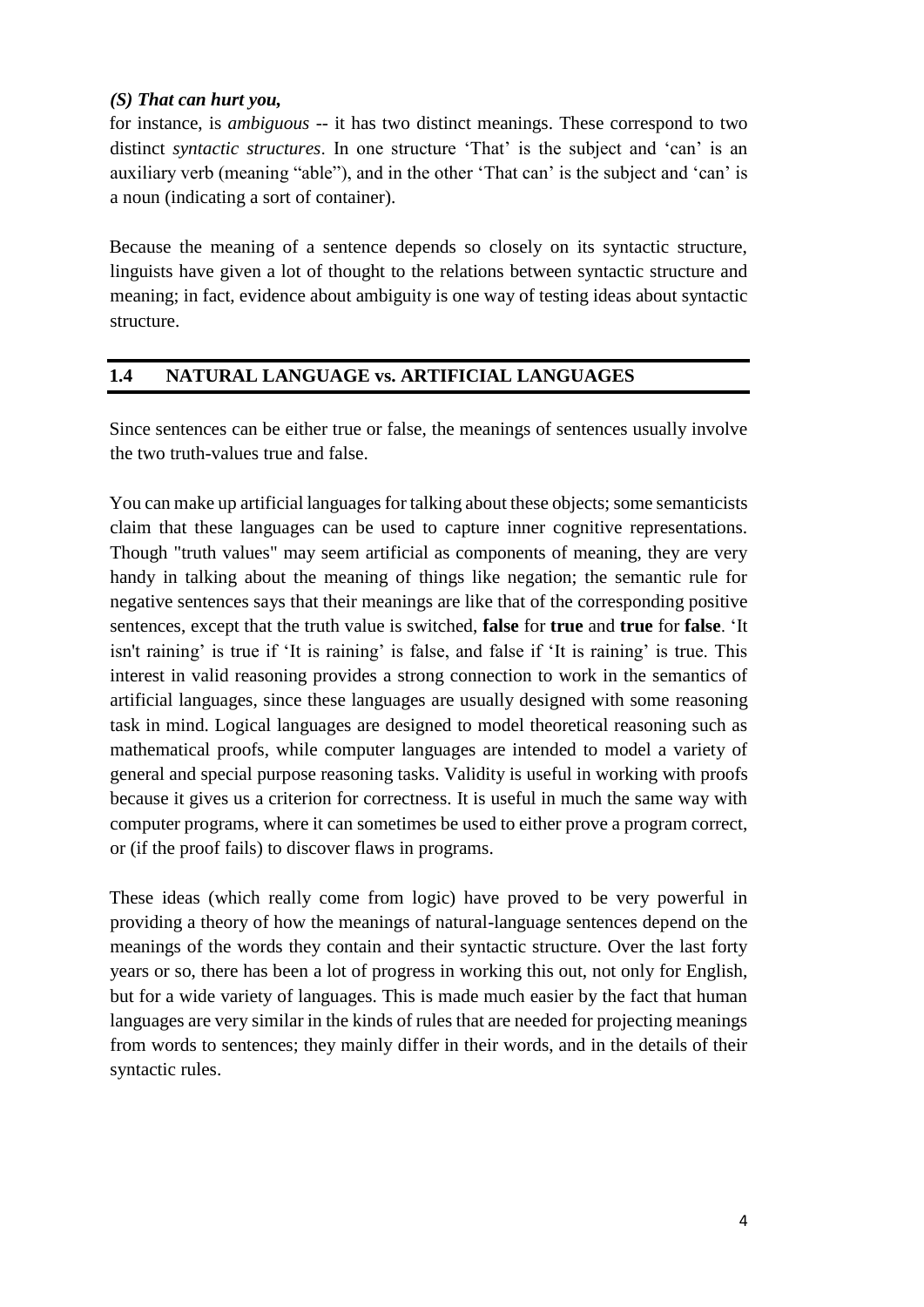***(S) That can hurt you,***

for instance, is *ambiguous* -- it has two distinct meanings. These correspond to two distinct *syntactic structures*. In one structure 'That' is the subject and 'can' is an auxiliary verb (meaning "able"), and in the other 'That can' is the subject and 'can' is a noun (indicating a sort of container).

Because the meaning of a sentence depends so closely on its syntactic structure, linguists have given a lot of thought to the relations between syntactic structure and meaning; in fact, evidence about ambiguity is one way of testing ideas about syntactic structure.

## 1.4 NATURAL LANGUAGE vs. ARTIFICIAL LANGUAGES

Since sentences can be either true or false, the meanings of sentences usually involve the two truth-values true and false.

You can make up artificial languages for talking about these objects; some semanticists claim that these languages can be used to capture inner cognitive representations. Though "truth values" may seem artificial as components of meaning, they are very handy in talking about the meaning of things like negation; the semantic rule for negative sentences says that their meanings are like that of the corresponding positive sentences, except that the truth value is switched, **false** for **true** and **true** for **false**. 'It isn't raining' is true if 'It is raining' is false, and false if 'It is raining' is true. This interest in valid reasoning provides a strong connection to work in the semantics of artificial languages, since these languages are usually designed with some reasoning task in mind. Logical languages are designed to model theoretical reasoning such as mathematical proofs, while computer languages are intended to model a variety of general and special purpose reasoning tasks. Validity is useful in working with proofs because it gives us a criterion for correctness. It is useful in much the same way with computer programs, where it can sometimes be used to either prove a program correct, or (if the proof fails) to discover flaws in programs.

These ideas (which really come from logic) have proved to be very powerful in providing a theory of how the meanings of natural-language sentences depend on the meanings of the words they contain and their syntactic structure. Over the last forty years or so, there has been a lot of progress in working this out, not only for English, but for a wide variety of languages. This is made much easier by the fact that human languages are very similar in the kinds of rules that are needed for projecting meanings from words to sentences; they mainly differ in their words, and in the details of their syntactic rules.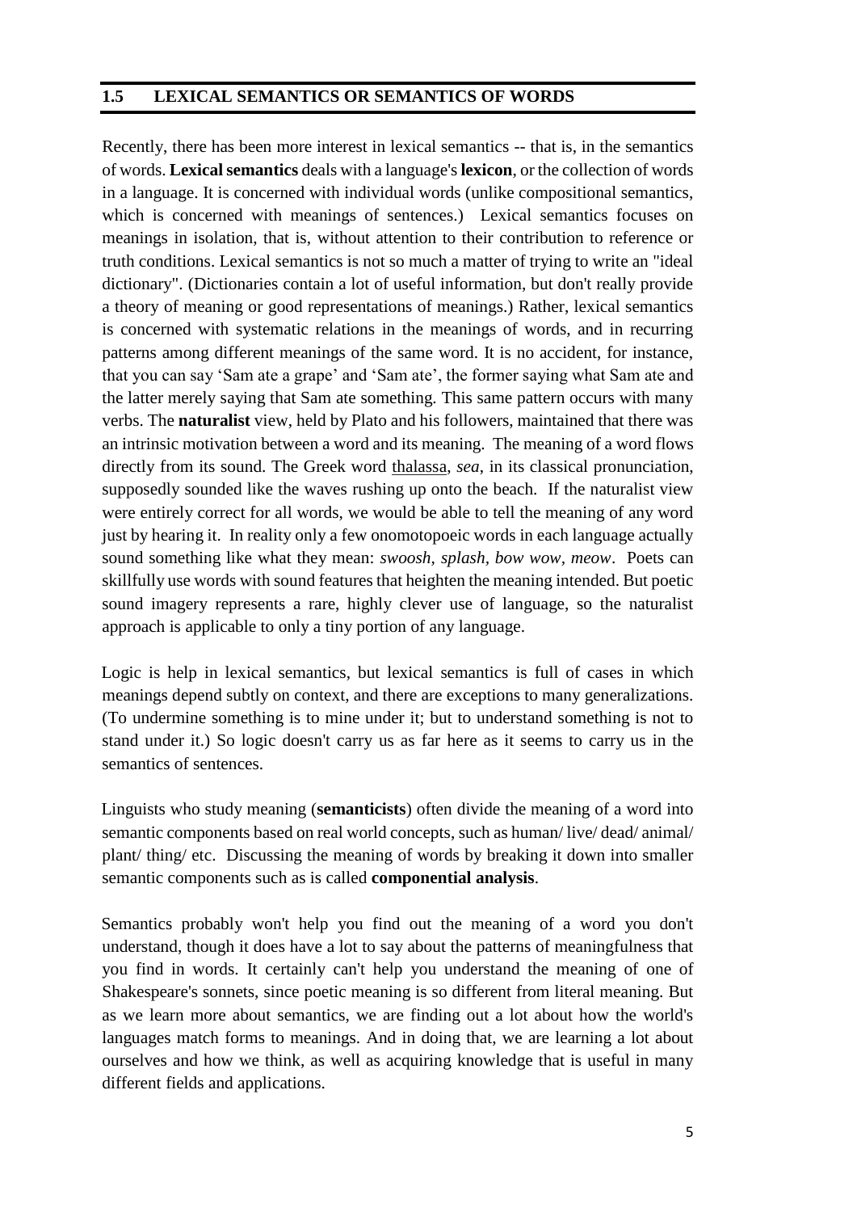## 1.5 LEXICAL SEMANTICS OR SEMANTICS OF WORDS

Recently, there has been more interest in lexical semantics -- that is, in the semantics of words. **Lexical semantics** deals with a language's **lexicon**, or the collection of words in a language. It is concerned with individual words (unlike compositional semantics, which is concerned with meanings of sentences.) Lexical semantics focuses on meanings in isolation, that is, without attention to their contribution to reference or truth conditions. Lexical semantics is not so much a matter of trying to write an "ideal dictionary". (Dictionaries contain a lot of useful information, but don't really provide a theory of meaning or good representations of meanings.) Rather, lexical semantics is concerned with systematic relations in the meanings of words, and in recurring patterns among different meanings of the same word. It is no accident, for instance, that you can say 'Sam ate a grape' and 'Sam ate', the former saying what Sam ate and the latter merely saying that Sam ate something. This same pattern occurs with many verbs. The **naturalist** view, held by Plato and his followers, maintained that there was an intrinsic motivation between a word and its meaning. The meaning of a word flows directly from its sound. The Greek word thalassa, *sea*, in its classical pronunciation, supposedly sounded like the waves rushing up onto the beach. If the naturalist view were entirely correct for all words, we would be able to tell the meaning of any word just by hearing it. In reality only a few onomotopoeic words in each language actually sound something like what they mean: *swoosh*, *splash*, *bow wow*, *meow*. Poets can skillfully use words with sound features that heighten the meaning intended. But poetic sound imagery represents a rare, highly clever use of language, so the naturalist approach is applicable to only a tiny portion of any language.

Logic is help in lexical semantics, but lexical semantics is full of cases in which meanings depend subtly on context, and there are exceptions to many generalizations. (To undermine something is to mine under it; but to understand something is not to stand under it.) So logic doesn't carry us as far here as it seems to carry us in the semantics of sentences.

Linguists who study meaning (**semanticists**) often divide the meaning of a word into semantic components based on real world concepts, such as human/ live/ dead/ animal/ plant/ thing/ etc. Discussing the meaning of words by breaking it down into smaller semantic components such as is called **componential analysis**.

Semantics probably won't help you find out the meaning of a word you don't understand, though it does have a lot to say about the patterns of meaningfulness that you find in words. It certainly can't help you understand the meaning of one of Shakespeare's sonnets, since poetic meaning is so different from literal meaning. But as we learn more about semantics, we are finding out a lot about how the world's languages match forms to meanings. And in doing that, we are learning a lot about ourselves and how we think, as well as acquiring knowledge that is useful in many different fields and applications.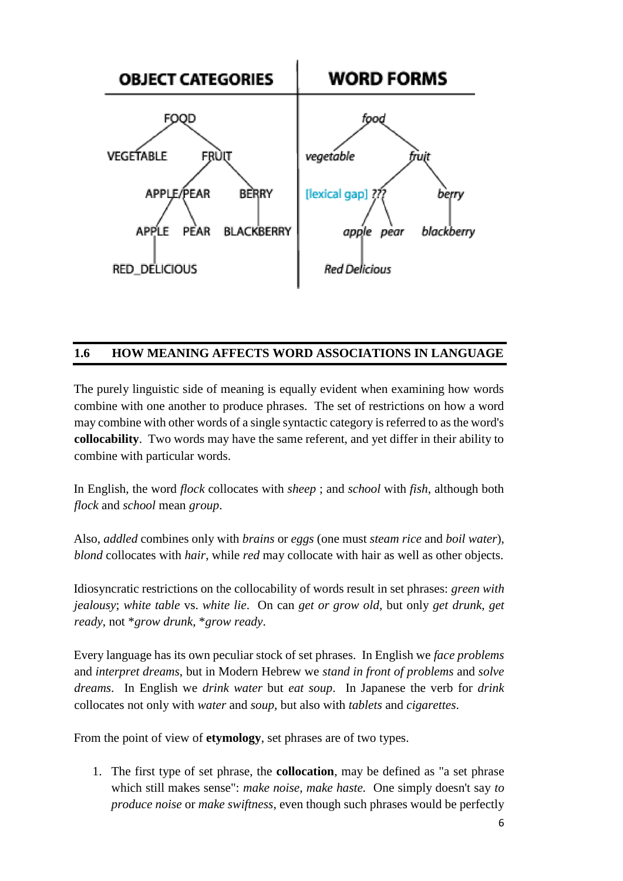OBJECT CATEGORIES

FOOD

VEGETABLE FRUIT

APPLE/PEAR BERRY

APPLE PEAR BLACKBERRY

RED_DELICIOUS

WORD FORMS

*food*

*vegetable* *fruit*

[lexical gap] ??? *berry*

*apple* *pear* *blackberry*

*Red Delicious*

## 1.6 HOW MEANING AFFECTS WORD ASSOCIATIONS IN LANGUAGE

The purely linguistic side of meaning is equally evident when examining how words combine with one another to produce phrases. The set of restrictions on how a word may combine with other words of a single syntactic category is referred to as the word's **collocability**. Two words may have the same referent, and yet differ in their ability to combine with particular words.

In English, the word *flock* collocates with *sheep* ; and *school* with *fish*, although both *flock* and *school* mean *group*.

Also, *addled* combines only with *brains* or *eggs* (one must *steam rice* and *boil water*), *blond* collocates with *hair*, while *red* may collocate with hair as well as other objects.

Idiosyncratic restrictions on the collocability of words result in set phrases: *green with jealousy*; *white table* vs. *white lie*. On can *get or grow old*, but only *get drunk*, *get ready*, not **grow drunk*, **grow ready*.

Every language has its own peculiar stock of set phrases. In English we *face problems* and *interpret dreams*, but in Modern Hebrew we *stand in front of problems* and *solve dreams*. In English we *drink water* but *eat soup*. In Japanese the verb for *drink* collocates not only with *water* and *soup*, but also with *tablets* and *cigarettes*.

From the point of view of **etymology**, set phrases are of two types.

1. The first type of set phrase, the **collocation**, may be defined as "a set phrase which still makes sense": *make noise, make haste.* One simply doesn't say *to produce noise* or *make swiftness*, even though such phrases would be perfectly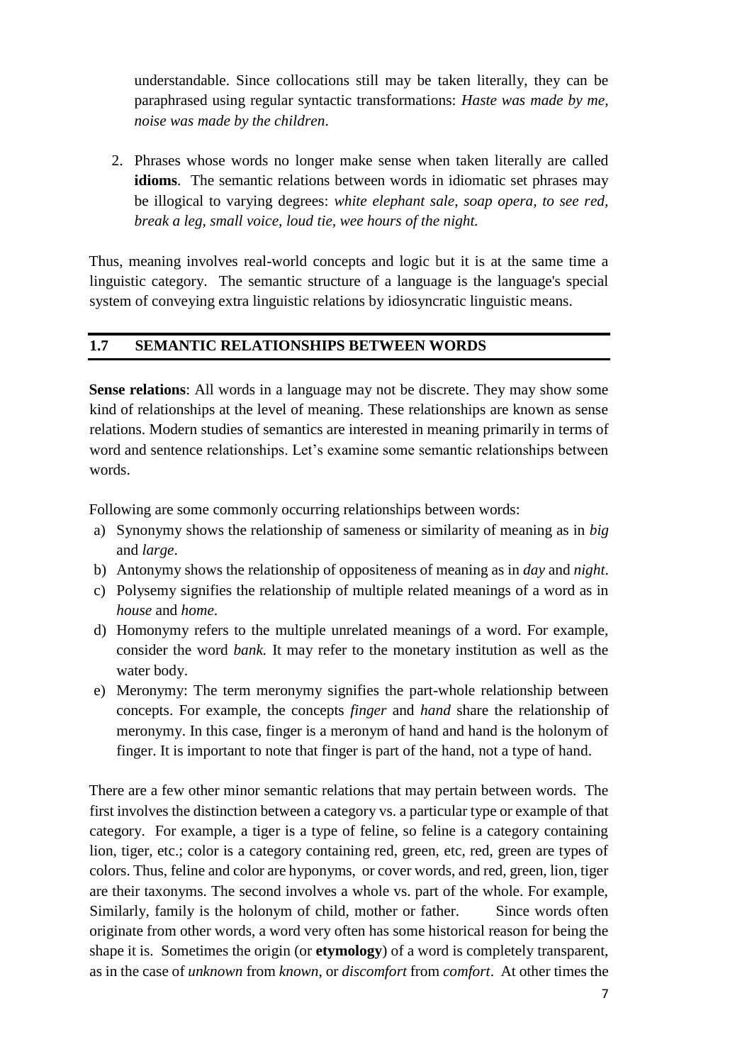understandable. Since collocations still may be taken literally, they can be paraphrased using regular syntactic transformations: *Haste was made by me, noise was made by the children*.

2. Phrases whose words no longer make sense when taken literally are called **idioms**. The semantic relations between words in idiomatic set phrases may be illogical to varying degrees: *white elephant sale, soap opera, to see red, break a leg, small voice, loud tie, wee hours of the night.*

Thus, meaning involves real-world concepts and logic but it is at the same time a linguistic category. The semantic structure of a language is the language's special system of conveying extra linguistic relations by idiosyncratic linguistic means.

## 1.7 SEMANTIC RELATIONSHIPS BETWEEN WORDS

**Sense relations**: All words in a language may not be discrete. They may show some kind of relationships at the level of meaning. These relationships are known as sense relations. Modern studies of semantics are interested in meaning primarily in terms of word and sentence relationships. Let's examine some semantic relationships between words.

Following are some commonly occurring relationships between words:

a) Synonymy shows the relationship of sameness or similarity of meaning as in *big* and *large*.
b) Antonymy shows the relationship of oppositeness of meaning as in *day* and *night*.
c) Polysemy signifies the relationship of multiple related meanings of a word as in *house* and *home*.
d) Homonymy refers to the multiple unrelated meanings of a word. For example, consider the word *bank.* It may refer to the monetary institution as well as the water body.
e) Meronymy: The term meronymy signifies the part-whole relationship between concepts. For example, the concepts *finger* and *hand* share the relationship of meronymy. In this case, finger is a meronym of hand and hand is the holonym of finger. It is important to note that finger is part of the hand, not a type of hand.

There are a few other minor semantic relations that may pertain between words. The first involves the distinction between a category vs. a particular type or example of that category. For example, a tiger is a type of feline, so feline is a category containing lion, tiger, etc.; color is a category containing red, green, etc, red, green are types of colors. Thus, feline and color are hyponyms, or cover words, and red, green, lion, tiger are their taxonyms. The second involves a whole vs. part of the whole. For example, Similarly, family is the holonym of child, mother or father. Since words often originate from other words, a word very often has some historical reason for being the shape it is. Sometimes the origin (or **etymology**) of a word is completely transparent, as in the case of *unknown* from *known*, or *discomfort* from *comfort*. At other times the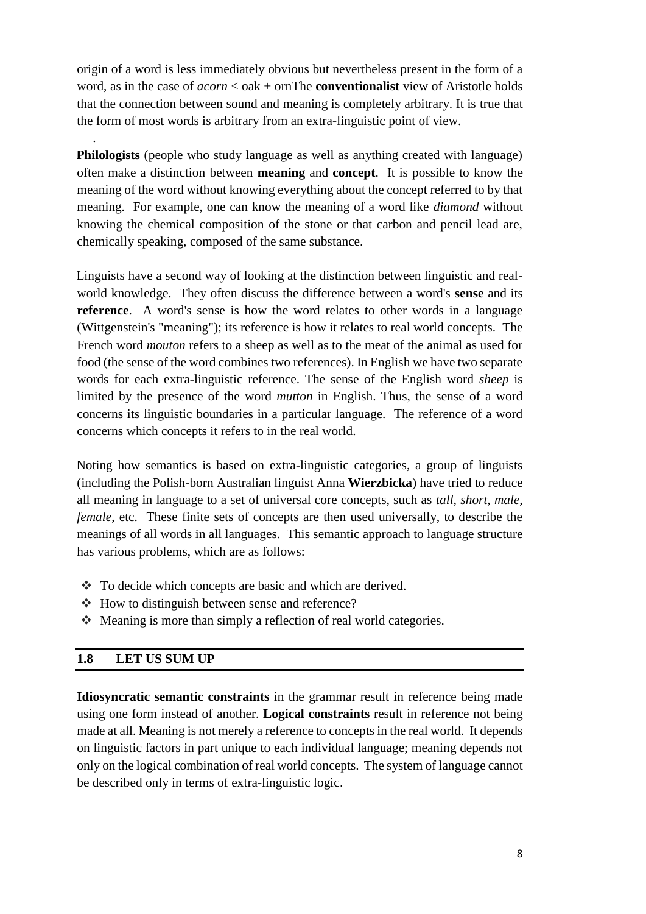origin of a word is less immediately obvious but nevertheless present in the form of a word, as in the case of *acorn* < oak + ornThe **conventionalist** view of Aristotle holds that the connection between sound and meaning is completely arbitrary. It is true that the form of most words is arbitrary from an extra-linguistic point of view.

.

**Philologists** (people who study language as well as anything created with language) often make a distinction between **meaning** and **concept**. It is possible to know the meaning of the word without knowing everything about the concept referred to by that meaning. For example, one can know the meaning of a word like *diamond* without knowing the chemical composition of the stone or that carbon and pencil lead are, chemically speaking, composed of the same substance.

Linguists have a second way of looking at the distinction between linguistic and real-world knowledge. They often discuss the difference between a word's **sense** and its **reference**. A word's sense is how the word relates to other words in a language (Wittgenstein's "meaning"); its reference is how it relates to real world concepts. The French word *mouton* refers to a sheep as well as to the meat of the animal as used for food (the sense of the word combines two references). In English we have two separate words for each extra-linguistic reference. The sense of the English word *sheep* is limited by the presence of the word *mutton* in English. Thus, the sense of a word concerns its linguistic boundaries in a particular language. The reference of a word concerns which concepts it refers to in the real world.

Noting how semantics is based on extra-linguistic categories, a group of linguists (including the Polish-born Australian linguist Anna **Wierzbicka**) have tried to reduce all meaning in language to a set of universal core concepts, such as *tall, short, male, female*, etc. These finite sets of concepts are then used universally, to describe the meanings of all words in all languages. This semantic approach to language structure has various problems, which are as follows:

- To decide which concepts are basic and which are derived.
- How to distinguish between sense and reference?
- Meaning is more than simply a reflection of real world categories.

## 1.8 LET US SUM UP

**Idiosyncratic semantic constraints** in the grammar result in reference being made using one form instead of another. **Logical constraints** result in reference not being made at all. Meaning is not merely a reference to concepts in the real world. It depends on linguistic factors in part unique to each individual language; meaning depends not only on the logical combination of real world concepts. The system of language cannot be described only in terms of extra-linguistic logic.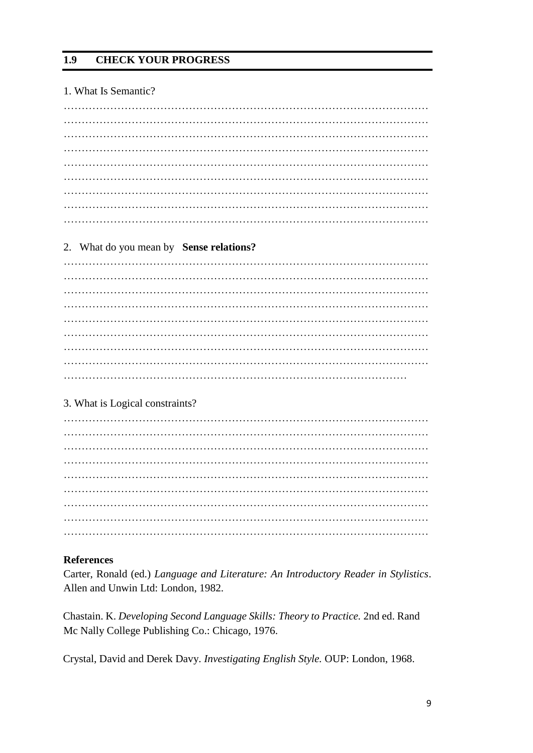## 1.9 CHECK YOUR PROGRESS

1. What Is Semantic?

…………………………………………………………………………………………
…………………………………………………………………………………………
…………………………………………………………………………………………
…………………………………………………………………………………………
…………………………………………………………………………………………
…………………………………………………………………………………………
…………………………………………………………………………………………
…………………………………………………………………………………………
…………………………………………………………………………………………

2. What do you mean by **Sense relations?**

…………………………………………………………………………………………
…………………………………………………………………………………………
…………………………………………………………………………………………
…………………………………………………………………………………………
…………………………………………………………………………………………
…………………………………………………………………………………………
…………………………………………………………………………………………
…………………………………………………………………………………………
……………………………………………………………………………………

3. What is Logical constraints?

…………………………………………………………………………………………
…………………………………………………………………………………………
…………………………………………………………………………………………
…………………………………………………………………………………………
…………………………………………………………………………………………
…………………………………………………………………………………………
…………………………………………………………………………………………
…………………………………………………………………………………………
…………………………………………………………………………………………

**References**

Carter, Ronald (ed.) *Language and Literature: An Introductory Reader in Stylistics*. Allen and Unwin Ltd: London, 1982.

Chastain. K. *Developing Second Language Skills: Theory to Practice.* 2nd ed. Rand Mc Nally College Publishing Co.: Chicago, 1976.

Crystal, David and Derek Davy. *Investigating English Style.* OUP: London, 1968.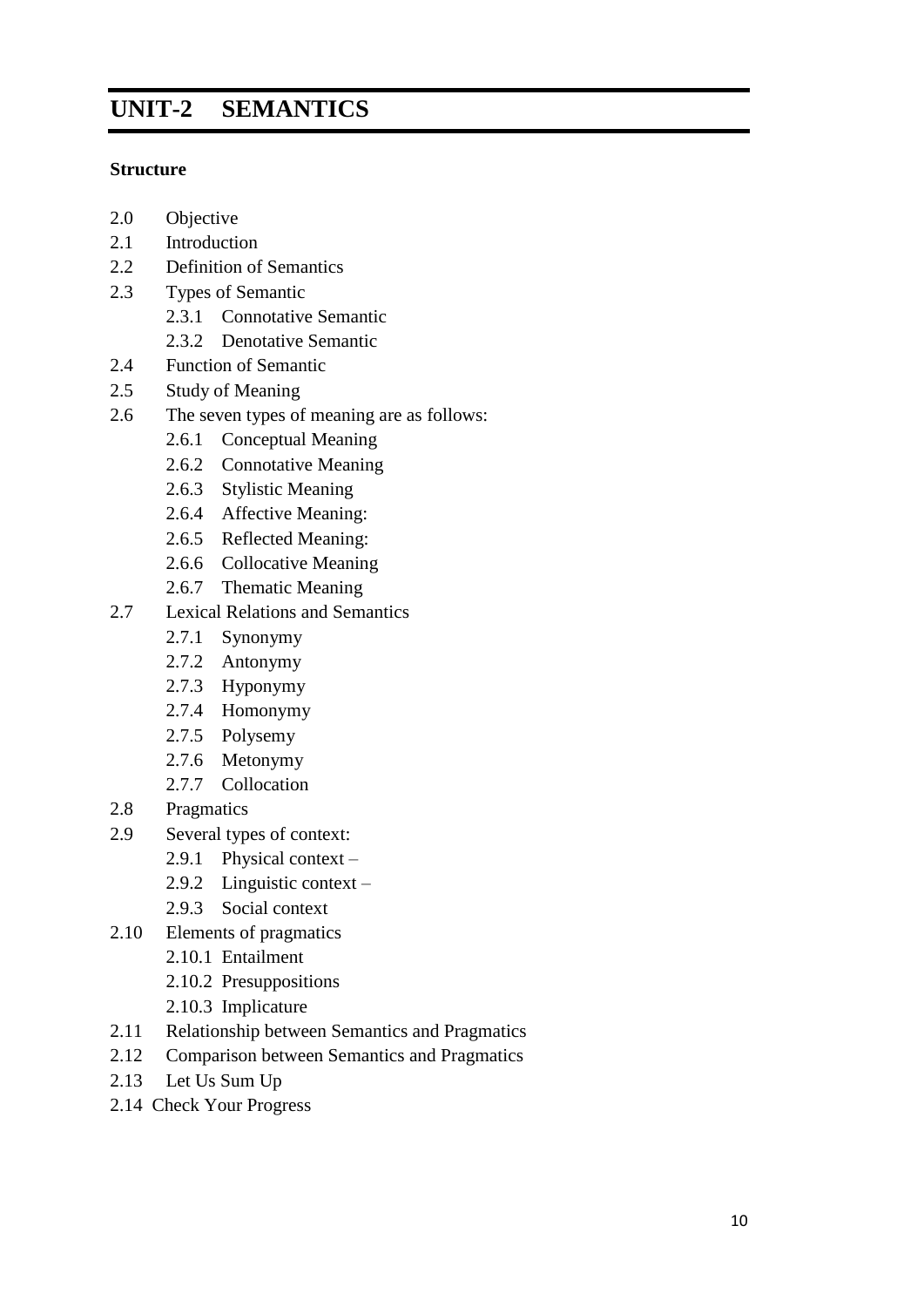# UNIT-2 SEMANTICS

**Structure**

2.0 Objective

2.1 Introduction

2.2 Definition of Semantics

2.3 Types of Semantic

- 2.3.1 Connotative Semantic
- 2.3.2 Denotative Semantic

2.4 Function of Semantic

2.5 Study of Meaning

2.6 The seven types of meaning are as follows:

- 2.6.1 Conceptual Meaning
- 2.6.2 Connotative Meaning
- 2.6.3 Stylistic Meaning
- 2.6.4 Affective Meaning:
- 2.6.5 Reflected Meaning:
- 2.6.6 Collocative Meaning
- 2.6.7 Thematic Meaning

2.7 Lexical Relations and Semantics

- 2.7.1 Synonymy
- 2.7.2 Antonymy
- 2.7.3 Hyponymy
- 2.7.4 Homonymy
- 2.7.5 Polysemy
- 2.7.6 Metonymy
- 2.7.7 Collocation

2.8 Pragmatics

2.9 Several types of context:

- 2.9.1 Physical context –
- 2.9.2 Linguistic context –
- 2.9.3 Social context

2.10 Elements of pragmatics

- 2.10.1 Entailment
- 2.10.2 Presuppositions
- 2.10.3 Implicature

2.11 Relationship between Semantics and Pragmatics

2.12 Comparison between Semantics and Pragmatics

2.13 Let Us Sum Up

2.14 Check Your Progress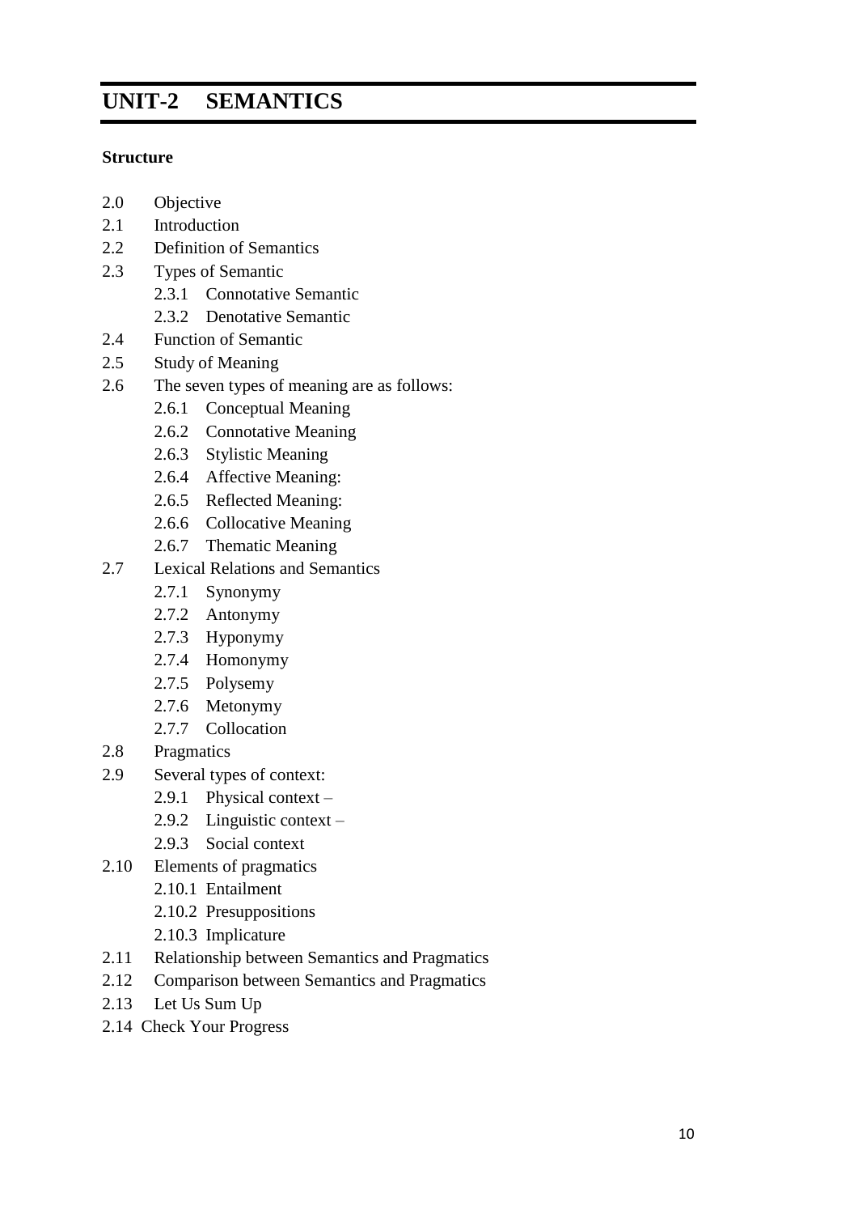# UNIT-2 SEMANTICS

**Structure**

2.0 Objective
2.1 Introduction
2.2 Definition of Semantics
2.3 Types of Semantic
  2.3.1 Connotative Semantic
  2.3.2 Denotative Semantic
2.4 Function of Semantic
2.5 Study of Meaning
2.6 The seven types of meaning are as follows:
  2.6.1 Conceptual Meaning
  2.6.2 Connotative Meaning
  2.6.3 Stylistic Meaning
  2.6.4 Affective Meaning:
  2.6.5 Reflected Meaning:
  2.6.6 Collocative Meaning
  2.6.7 Thematic Meaning
2.7 Lexical Relations and Semantics
  2.7.1 Synonymy
  2.7.2 Antonymy
  2.7.3 Hyponymy
  2.7.4 Homonymy
  2.7.5 Polysemy
  2.7.6 Metonymy
  2.7.7 Collocation
2.8 Pragmatics
2.9 Several types of context:
  2.9.1 Physical context –
  2.9.2 Linguistic context –
  2.9.3 Social context
2.10 Elements of pragmatics
  2.10.1 Entailment
  2.10.2 Presuppositions
  2.10.3 Implicature
2.11 Relationship between Semantics and Pragmatics
2.12 Comparison between Semantics and Pragmatics
2.13 Let Us Sum Up
2.14 Check Your Progress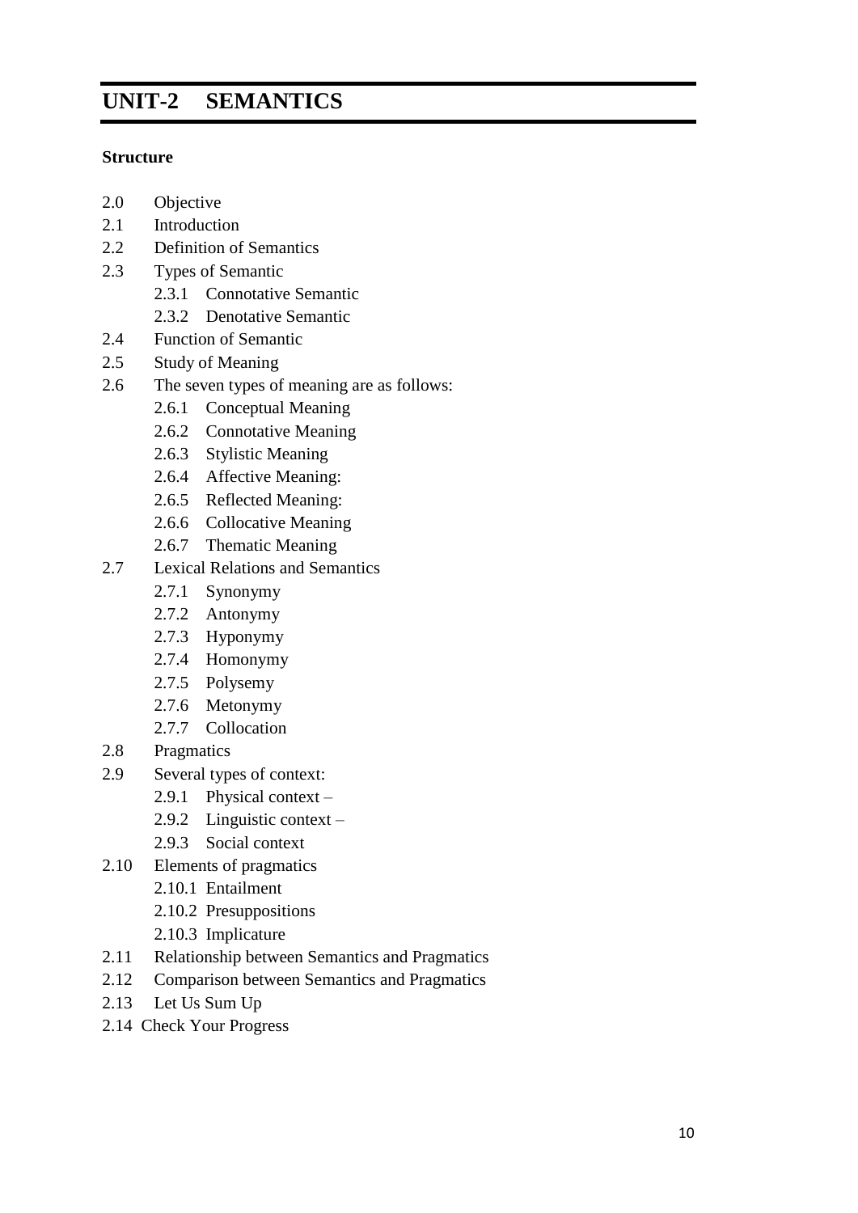# UNIT-2 SEMANTICS

**Structure**

- 2.0 Objective
- 2.1 Introduction
- 2.2 Definition of Semantics
- 2.3 Types of Semantic
  - 2.3.1 Connotative Semantic
  - 2.3.2 Denotative Semantic
- 2.4 Function of Semantic
- 2.5 Study of Meaning
- 2.6 The seven types of meaning are as follows:
  - 2.6.1 Conceptual Meaning
  - 2.6.2 Connotative Meaning
  - 2.6.3 Stylistic Meaning
  - 2.6.4 Affective Meaning:
  - 2.6.5 Reflected Meaning:
  - 2.6.6 Collocative Meaning
  - 2.6.7 Thematic Meaning
- 2.7 Lexical Relations and Semantics
  - 2.7.1 Synonymy
  - 2.7.2 Antonymy
  - 2.7.3 Hyponymy
  - 2.7.4 Homonymy
  - 2.7.5 Polysemy
  - 2.7.6 Metonymy
  - 2.7.7 Collocation
- 2.8 Pragmatics
- 2.9 Several types of context:
  - 2.9.1 Physical context –
  - 2.9.2 Linguistic context –
  - 2.9.3 Social context
- 2.10 Elements of pragmatics
  - 2.10.1 Entailment
  - 2.10.2 Presuppositions
  - 2.10.3 Implicature
- 2.11 Relationship between Semantics and Pragmatics
- 2.12 Comparison between Semantics and Pragmatics
- 2.13 Let Us Sum Up
- 2.14 Check Your Progress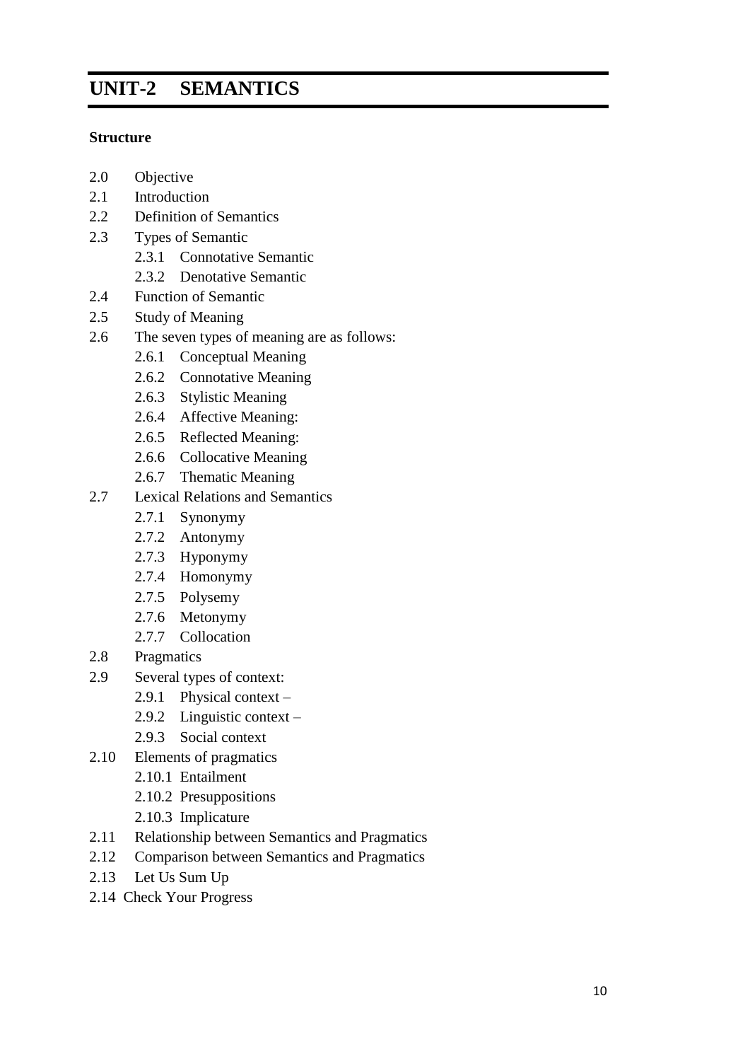# UNIT-2 SEMANTICS

**Structure**

2.0 Objective
2.1 Introduction
2.2 Definition of Semantics
2.3 Types of Semantic
  2.3.1 Connotative Semantic
  2.3.2 Denotative Semantic
2.4 Function of Semantic
2.5 Study of Meaning
2.6 The seven types of meaning are as follows:
  2.6.1 Conceptual Meaning
  2.6.2 Connotative Meaning
  2.6.3 Stylistic Meaning
  2.6.4 Affective Meaning:
  2.6.5 Reflected Meaning:
  2.6.6 Collocative Meaning
  2.6.7 Thematic Meaning
2.7 Lexical Relations and Semantics
  2.7.1 Synonymy
  2.7.2 Antonymy
  2.7.3 Hyponymy
  2.7.4 Homonymy
  2.7.5 Polysemy
  2.7.6 Metonymy
  2.7.7 Collocation
2.8 Pragmatics
2.9 Several types of context:
  2.9.1 Physical context –
  2.9.2 Linguistic context –
  2.9.3 Social context
2.10 Elements of pragmatics
  2.10.1 Entailment
  2.10.2 Presuppositions
  2.10.3 Implicature
2.11 Relationship between Semantics and Pragmatics
2.12 Comparison between Semantics and Pragmatics
2.13 Let Us Sum Up
2.14 Check Your Progress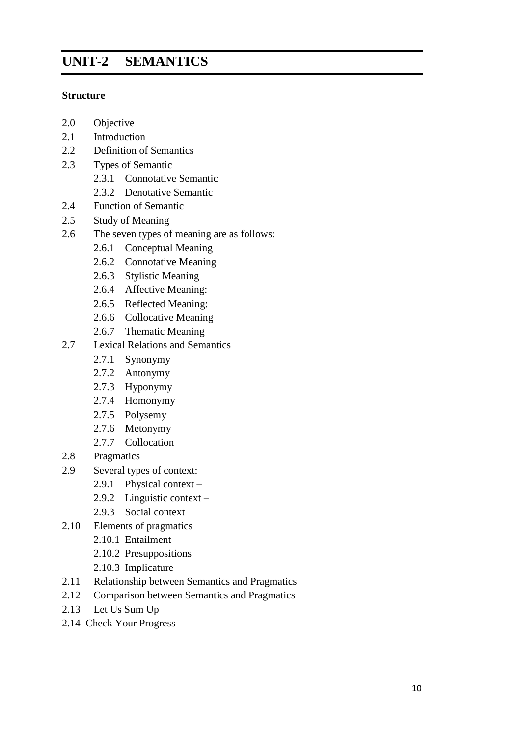# UNIT-2 SEMANTICS

**Structure**

- 2.0 Objective
- 2.1 Introduction
- 2.2 Definition of Semantics
- 2.3 Types of Semantic
  - 2.3.1 Connotative Semantic
  - 2.3.2 Denotative Semantic
- 2.4 Function of Semantic
- 2.5 Study of Meaning
- 2.6 The seven types of meaning are as follows:
  - 2.6.1 Conceptual Meaning
  - 2.6.2 Connotative Meaning
  - 2.6.3 Stylistic Meaning
  - 2.6.4 Affective Meaning:
  - 2.6.5 Reflected Meaning:
  - 2.6.6 Collocative Meaning
  - 2.6.7 Thematic Meaning
- 2.7 Lexical Relations and Semantics
  - 2.7.1 Synonymy
  - 2.7.2 Antonymy
  - 2.7.3 Hyponymy
  - 2.7.4 Homonymy
  - 2.7.5 Polysemy
  - 2.7.6 Metonymy
  - 2.7.7 Collocation
- 2.8 Pragmatics
- 2.9 Several types of context:
  - 2.9.1 Physical context –
  - 2.9.2 Linguistic context –
  - 2.9.3 Social context
- 2.10 Elements of pragmatics
  - 2.10.1 Entailment
  - 2.10.2 Presuppositions
  - 2.10.3 Implicature
- 2.11 Relationship between Semantics and Pragmatics
- 2.12 Comparison between Semantics and Pragmatics
- 2.13 Let Us Sum Up
- 2.14 Check Your Progress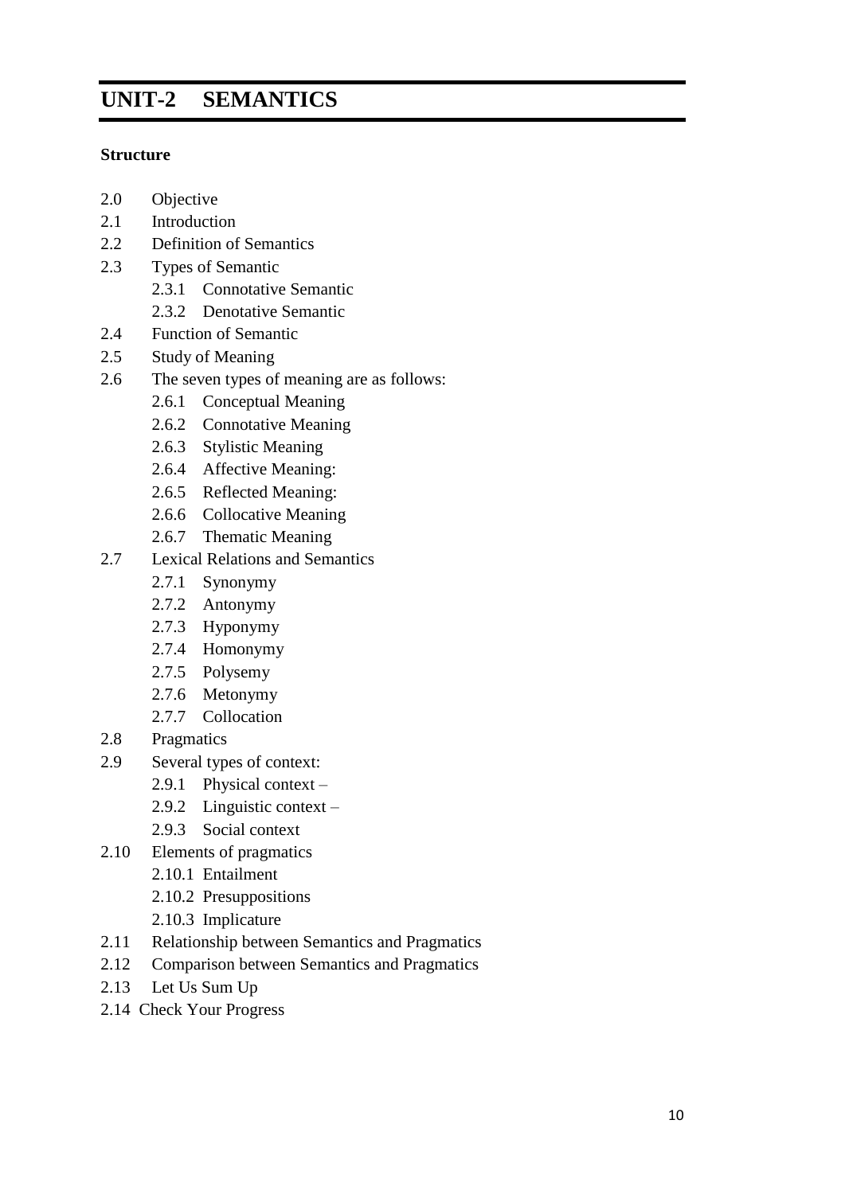# UNIT-2 SEMANTICS

**Structure**

2.0 Objective
2.1 Introduction
2.2 Definition of Semantics
2.3 Types of Semantic
- 2.3.1 Connotative Semantic
- 2.3.2 Denotative Semantic

2.4 Function of Semantic
2.5 Study of Meaning
2.6 The seven types of meaning are as follows:
- 2.6.1 Conceptual Meaning
- 2.6.2 Connotative Meaning
- 2.6.3 Stylistic Meaning
- 2.6.4 Affective Meaning:
- 2.6.5 Reflected Meaning:
- 2.6.6 Collocative Meaning
- 2.6.7 Thematic Meaning

2.7 Lexical Relations and Semantics
- 2.7.1 Synonymy
- 2.7.2 Antonymy
- 2.7.3 Hyponymy
- 2.7.4 Homonymy
- 2.7.5 Polysemy
- 2.7.6 Metonymy
- 2.7.7 Collocation

2.8 Pragmatics
2.9 Several types of context:
- 2.9.1 Physical context –
- 2.9.2 Linguistic context –
- 2.9.3 Social context

2.10 Elements of pragmatics
- 2.10.1 Entailment
- 2.10.2 Presuppositions
- 2.10.3 Implicature

2.11 Relationship between Semantics and Pragmatics
2.12 Comparison between Semantics and Pragmatics
2.13 Let Us Sum Up
2.14 Check Your Progress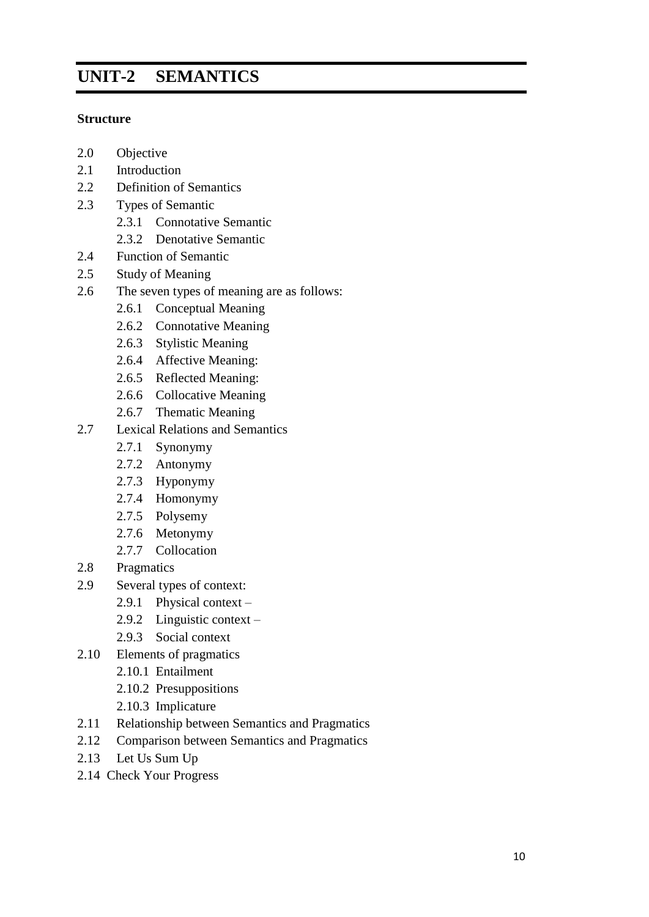# UNIT-2 SEMANTICS

**Structure**

2.0 Objective
2.1 Introduction
2.2 Definition of Semantics
2.3 Types of Semantic
  2.3.1 Connotative Semantic
  2.3.2 Denotative Semantic
2.4 Function of Semantic
2.5 Study of Meaning
2.6 The seven types of meaning are as follows:
  2.6.1 Conceptual Meaning
  2.6.2 Connotative Meaning
  2.6.3 Stylistic Meaning
  2.6.4 Affective Meaning:
  2.6.5 Reflected Meaning:
  2.6.6 Collocative Meaning
  2.6.7 Thematic Meaning
2.7 Lexical Relations and Semantics
  2.7.1 Synonymy
  2.7.2 Antonymy
  2.7.3 Hyponymy
  2.7.4 Homonymy
  2.7.5 Polysemy
  2.7.6 Metonymy
  2.7.7 Collocation
2.8 Pragmatics
2.9 Several types of context:
  2.9.1 Physical context –
  2.9.2 Linguistic context –
  2.9.3 Social context
2.10 Elements of pragmatics
  2.10.1 Entailment
  2.10.2 Presuppositions
  2.10.3 Implicature
2.11 Relationship between Semantics and Pragmatics
2.12 Comparison between Semantics and Pragmatics
2.13 Let Us Sum Up
2.14 Check Your Progress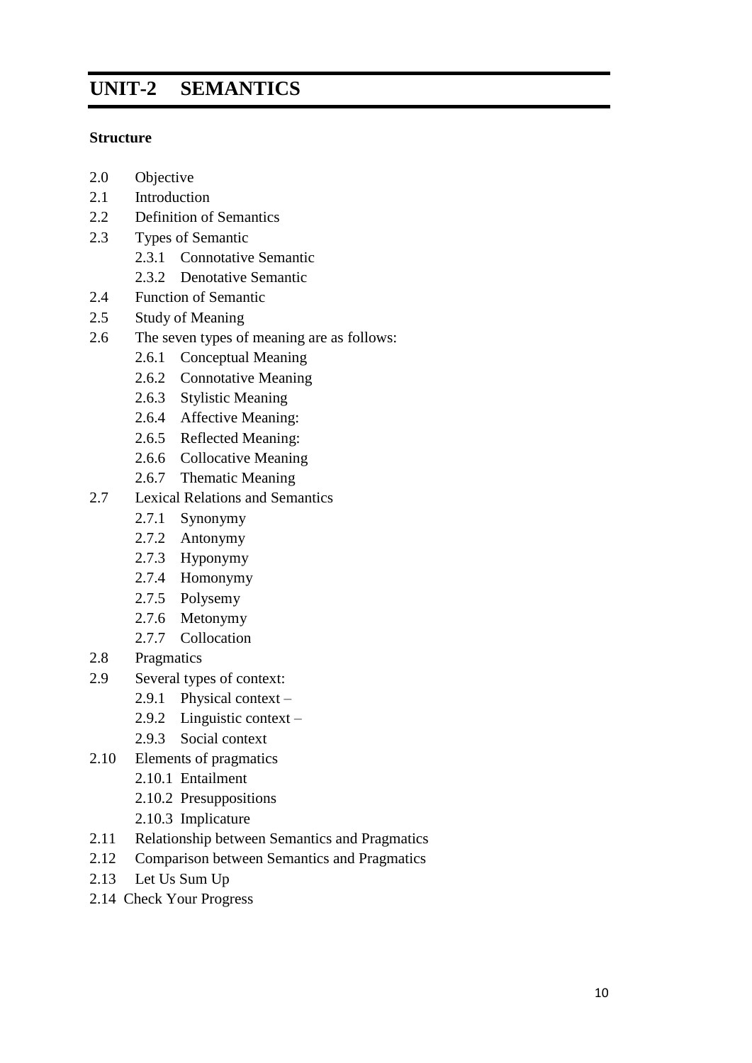# UNIT-2 SEMANTICS

**Structure**

- 2.0 Objective
- 2.1 Introduction
- 2.2 Definition of Semantics
- 2.3 Types of Semantic
  - 2.3.1 Connotative Semantic
  - 2.3.2 Denotative Semantic
- 2.4 Function of Semantic
- 2.5 Study of Meaning
- 2.6 The seven types of meaning are as follows:
  - 2.6.1 Conceptual Meaning
  - 2.6.2 Connotative Meaning
  - 2.6.3 Stylistic Meaning
  - 2.6.4 Affective Meaning:
  - 2.6.5 Reflected Meaning:
  - 2.6.6 Collocative Meaning
  - 2.6.7 Thematic Meaning
- 2.7 Lexical Relations and Semantics
  - 2.7.1 Synonymy
  - 2.7.2 Antonymy
  - 2.7.3 Hyponymy
  - 2.7.4 Homonymy
  - 2.7.5 Polysemy
  - 2.7.6 Metonymy
  - 2.7.7 Collocation
- 2.8 Pragmatics
- 2.9 Several types of context:
  - 2.9.1 Physical context –
  - 2.9.2 Linguistic context –
  - 2.9.3 Social context
- 2.10 Elements of pragmatics
  - 2.10.1 Entailment
  - 2.10.2 Presuppositions
  - 2.10.3 Implicature
- 2.11 Relationship between Semantics and Pragmatics
- 2.12 Comparison between Semantics and Pragmatics
- 2.13 Let Us Sum Up
- 2.14 Check Your Progress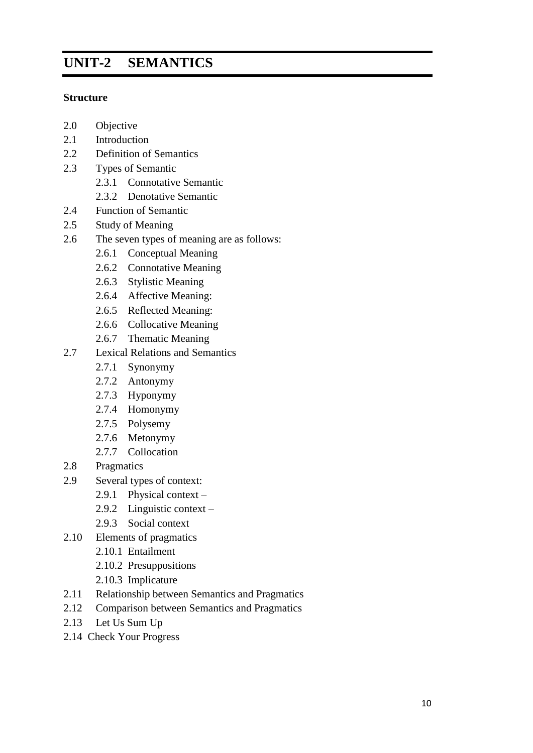# UNIT-2 SEMANTICS

**Structure**

- 2.0 Objective
- 2.1 Introduction
- 2.2 Definition of Semantics
- 2.3 Types of Semantic
  - 2.3.1 Connotative Semantic
  - 2.3.2 Denotative Semantic
- 2.4 Function of Semantic
- 2.5 Study of Meaning
- 2.6 The seven types of meaning are as follows:
  - 2.6.1 Conceptual Meaning
  - 2.6.2 Connotative Meaning
  - 2.6.3 Stylistic Meaning
  - 2.6.4 Affective Meaning:
  - 2.6.5 Reflected Meaning:
  - 2.6.6 Collocative Meaning
  - 2.6.7 Thematic Meaning
- 2.7 Lexical Relations and Semantics
  - 2.7.1 Synonymy
  - 2.7.2 Antonymy
  - 2.7.3 Hyponymy
  - 2.7.4 Homonymy
  - 2.7.5 Polysemy
  - 2.7.6 Metonymy
  - 2.7.7 Collocation
- 2.8 Pragmatics
- 2.9 Several types of context:
  - 2.9.1 Physical context –
  - 2.9.2 Linguistic context –
  - 2.9.3 Social context
- 2.10 Elements of pragmatics
  - 2.10.1 Entailment
  - 2.10.2 Presuppositions
  - 2.10.3 Implicature
- 2.11 Relationship between Semantics and Pragmatics
- 2.12 Comparison between Semantics and Pragmatics
- 2.13 Let Us Sum Up
- 2.14 Check Your Progress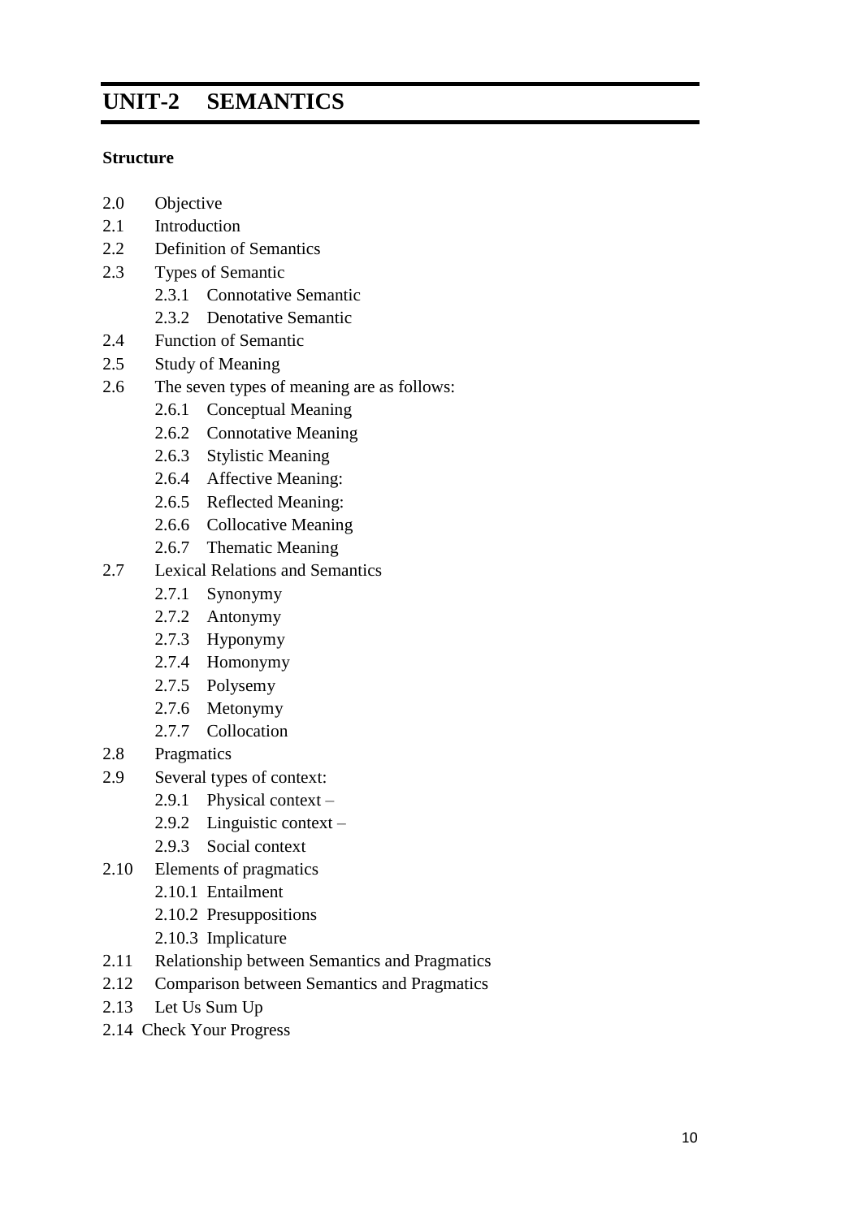# UNIT-2 SEMANTICS

**Structure**

- 2.0 Objective
- 2.1 Introduction
- 2.2 Definition of Semantics
- 2.3 Types of Semantic
  - 2.3.1 Connotative Semantic
  - 2.3.2 Denotative Semantic
- 2.4 Function of Semantic
- 2.5 Study of Meaning
- 2.6 The seven types of meaning are as follows:
  - 2.6.1 Conceptual Meaning
  - 2.6.2 Connotative Meaning
  - 2.6.3 Stylistic Meaning
  - 2.6.4 Affective Meaning:
  - 2.6.5 Reflected Meaning:
  - 2.6.6 Collocative Meaning
  - 2.6.7 Thematic Meaning
- 2.7 Lexical Relations and Semantics
  - 2.7.1 Synonymy
  - 2.7.2 Antonymy
  - 2.7.3 Hyponymy
  - 2.7.4 Homonymy
  - 2.7.5 Polysemy
  - 2.7.6 Metonymy
  - 2.7.7 Collocation
- 2.8 Pragmatics
- 2.9 Several types of context:
  - 2.9.1 Physical context –
  - 2.9.2 Linguistic context –
  - 2.9.3 Social context
- 2.10 Elements of pragmatics
  - 2.10.1 Entailment
  - 2.10.2 Presuppositions
  - 2.10.3 Implicature
- 2.11 Relationship between Semantics and Pragmatics
- 2.12 Comparison between Semantics and Pragmatics
- 2.13 Let Us Sum Up
- 2.14 Check Your Progress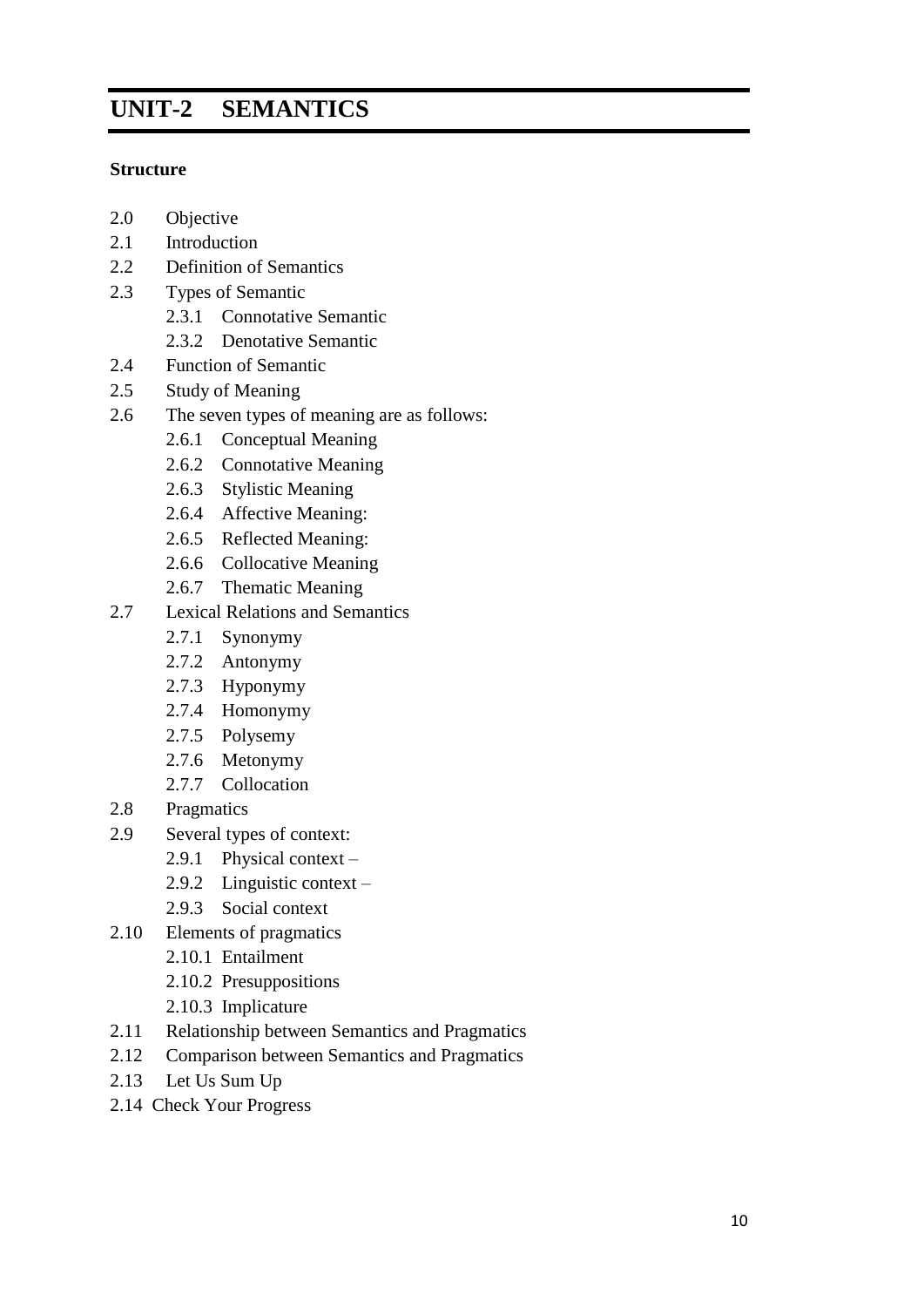# UNIT-2 SEMANTICS

**Structure**

- 2.0 Objective
- 2.1 Introduction
- 2.2 Definition of Semantics
- 2.3 Types of Semantic
  - 2.3.1 Connotative Semantic
  - 2.3.2 Denotative Semantic
- 2.4 Function of Semantic
- 2.5 Study of Meaning
- 2.6 The seven types of meaning are as follows:
  - 2.6.1 Conceptual Meaning
  - 2.6.2 Connotative Meaning
  - 2.6.3 Stylistic Meaning
  - 2.6.4 Affective Meaning:
  - 2.6.5 Reflected Meaning:
  - 2.6.6 Collocative Meaning
  - 2.6.7 Thematic Meaning
- 2.7 Lexical Relations and Semantics
  - 2.7.1 Synonymy
  - 2.7.2 Antonymy
  - 2.7.3 Hyponymy
  - 2.7.4 Homonymy
  - 2.7.5 Polysemy
  - 2.7.6 Metonymy
  - 2.7.7 Collocation
- 2.8 Pragmatics
- 2.9 Several types of context:
  - 2.9.1 Physical context –
  - 2.9.2 Linguistic context –
  - 2.9.3 Social context
- 2.10 Elements of pragmatics
  - 2.10.1 Entailment
  - 2.10.2 Presuppositions
  - 2.10.3 Implicature
- 2.11 Relationship between Semantics and Pragmatics
- 2.12 Comparison between Semantics and Pragmatics
- 2.13 Let Us Sum Up
- 2.14 Check Your Progress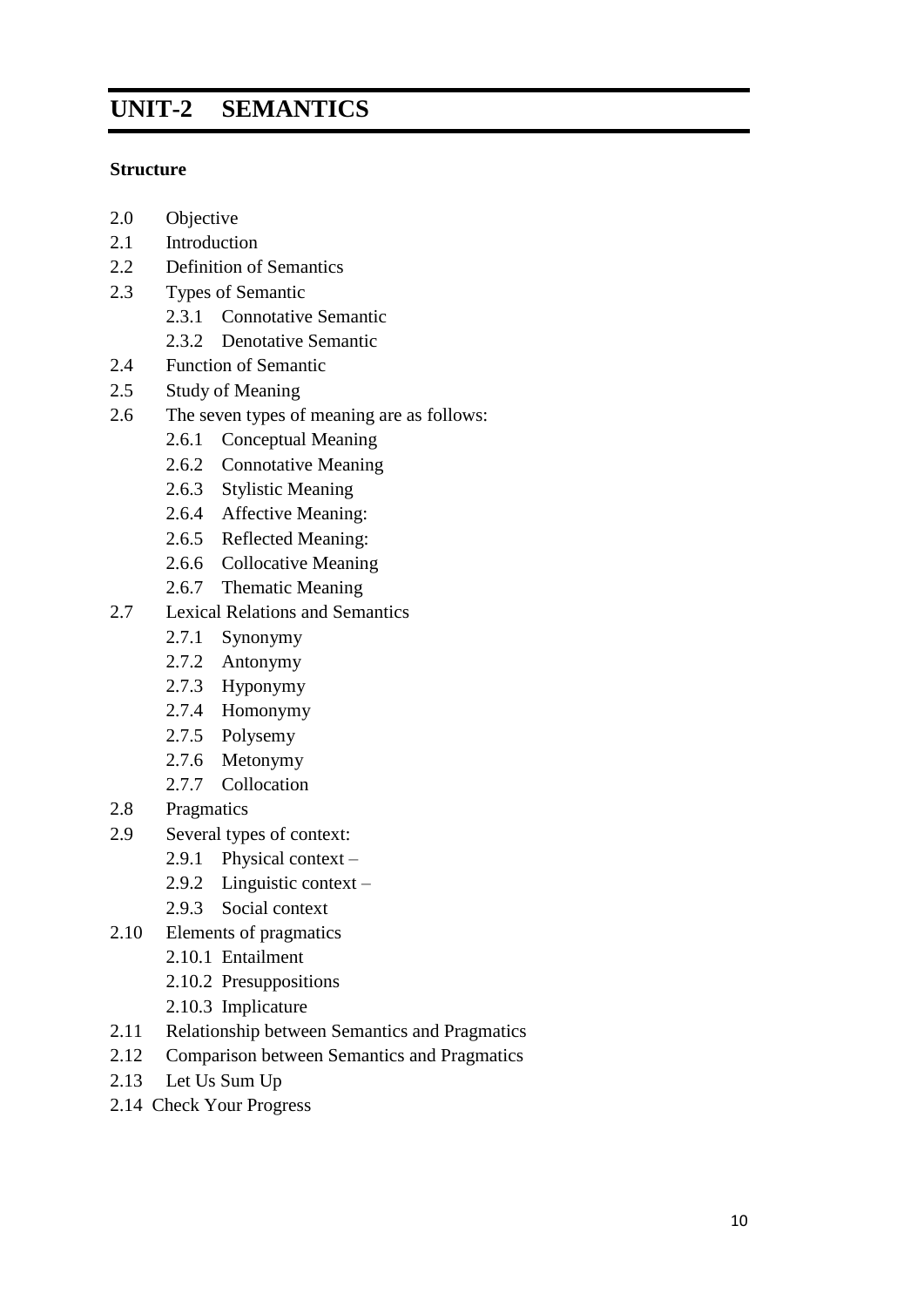# UNIT-2 SEMANTICS

**Structure**

2.0 Objective
2.1 Introduction
2.2 Definition of Semantics
2.3 Types of Semantic
  2.3.1 Connotative Semantic
  2.3.2 Denotative Semantic
2.4 Function of Semantic
2.5 Study of Meaning
2.6 The seven types of meaning are as follows:
  2.6.1 Conceptual Meaning
  2.6.2 Connotative Meaning
  2.6.3 Stylistic Meaning
  2.6.4 Affective Meaning:
  2.6.5 Reflected Meaning:
  2.6.6 Collocative Meaning
  2.6.7 Thematic Meaning
2.7 Lexical Relations and Semantics
  2.7.1 Synonymy
  2.7.2 Antonymy
  2.7.3 Hyponymy
  2.7.4 Homonymy
  2.7.5 Polysemy
  2.7.6 Metonymy
  2.7.7 Collocation
2.8 Pragmatics
2.9 Several types of context:
  2.9.1 Physical context –
  2.9.2 Linguistic context –
  2.9.3 Social context
2.10 Elements of pragmatics
  2.10.1 Entailment
  2.10.2 Presuppositions
  2.10.3 Implicature
2.11 Relationship between Semantics and Pragmatics
2.12 Comparison between Semantics and Pragmatics
2.13 Let Us Sum Up
2.14 Check Your Progress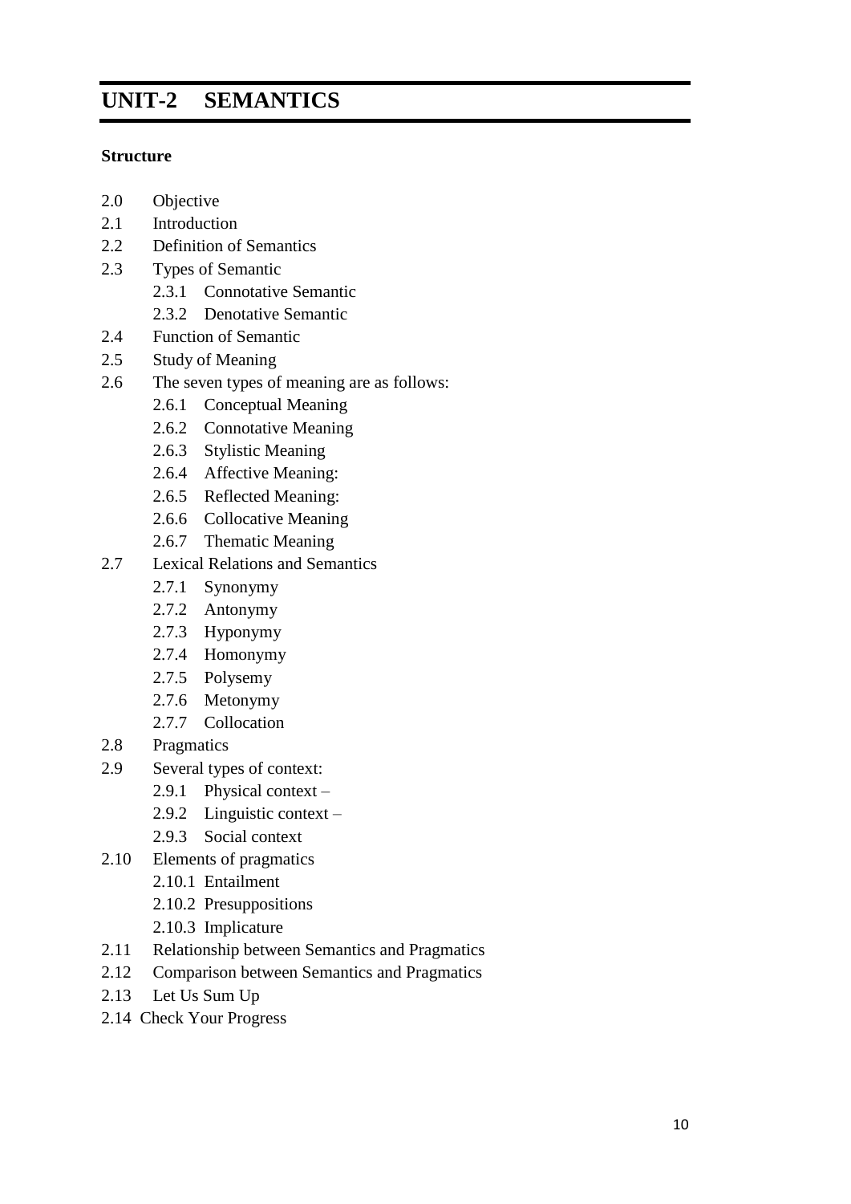# UNIT-2 SEMANTICS

**Structure**

2.0 Objective
2.1 Introduction
2.2 Definition of Semantics
2.3 Types of Semantic
  2.3.1 Connotative Semantic
  2.3.2 Denotative Semantic
2.4 Function of Semantic
2.5 Study of Meaning
2.6 The seven types of meaning are as follows:
  2.6.1 Conceptual Meaning
  2.6.2 Connotative Meaning
  2.6.3 Stylistic Meaning
  2.6.4 Affective Meaning:
  2.6.5 Reflected Meaning:
  2.6.6 Collocative Meaning
  2.6.7 Thematic Meaning
2.7 Lexical Relations and Semantics
  2.7.1 Synonymy
  2.7.2 Antonymy
  2.7.3 Hyponymy
  2.7.4 Homonymy
  2.7.5 Polysemy
  2.7.6 Metonymy
  2.7.7 Collocation
2.8 Pragmatics
2.9 Several types of context:
  2.9.1 Physical context –
  2.9.2 Linguistic context –
  2.9.3 Social context
2.10 Elements of pragmatics
  2.10.1 Entailment
  2.10.2 Presuppositions
  2.10.3 Implicature
2.11 Relationship between Semantics and Pragmatics
2.12 Comparison between Semantics and Pragmatics
2.13 Let Us Sum Up
2.14 Check Your Progress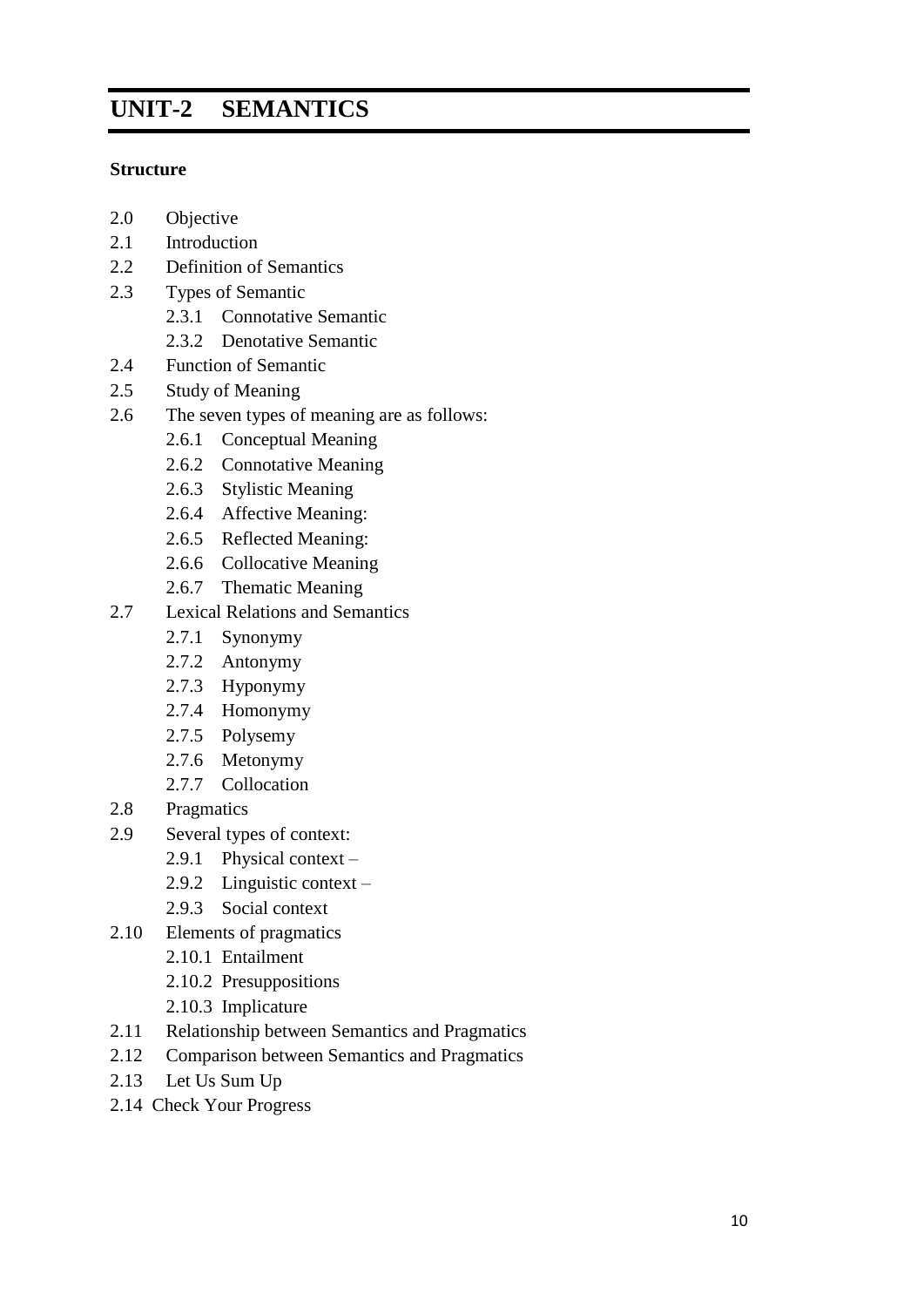# UNIT-2 SEMANTICS

**Structure**

2.0 Objective
2.1 Introduction
2.2 Definition of Semantics
2.3 Types of Semantic
  2.3.1 Connotative Semantic
  2.3.2 Denotative Semantic
2.4 Function of Semantic
2.5 Study of Meaning
2.6 The seven types of meaning are as follows:
  2.6.1 Conceptual Meaning
  2.6.2 Connotative Meaning
  2.6.3 Stylistic Meaning
  2.6.4 Affective Meaning:
  2.6.5 Reflected Meaning:
  2.6.6 Collocative Meaning
  2.6.7 Thematic Meaning
2.7 Lexical Relations and Semantics
  2.7.1 Synonymy
  2.7.2 Antonymy
  2.7.3 Hyponymy
  2.7.4 Homonymy
  2.7.5 Polysemy
  2.7.6 Metonymy
  2.7.7 Collocation
2.8 Pragmatics
2.9 Several types of context:
  2.9.1 Physical context –
  2.9.2 Linguistic context –
  2.9.3 Social context
2.10 Elements of pragmatics
  2.10.1 Entailment
  2.10.2 Presuppositions
  2.10.3 Implicature
2.11 Relationship between Semantics and Pragmatics
2.12 Comparison between Semantics and Pragmatics
2.13 Let Us Sum Up
2.14 Check Your Progress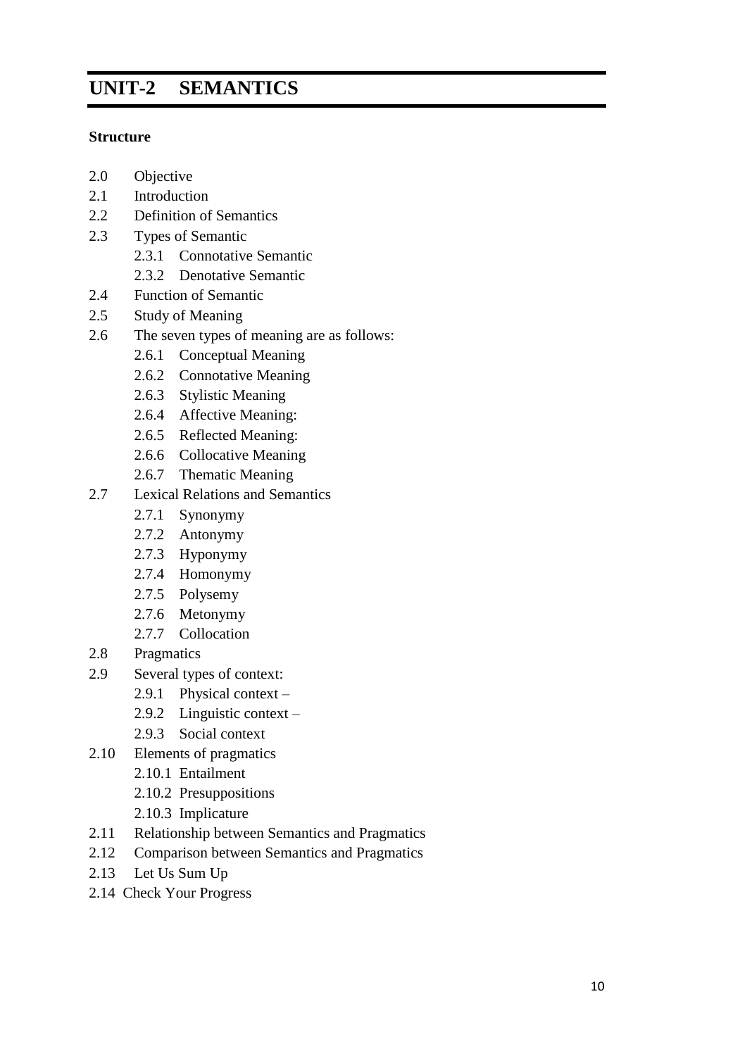# UNIT-2 SEMANTICS

**Structure**

- 2.0 Objective
- 2.1 Introduction
- 2.2 Definition of Semantics
- 2.3 Types of Semantic
  - 2.3.1 Connotative Semantic
  - 2.3.2 Denotative Semantic
- 2.4 Function of Semantic
- 2.5 Study of Meaning
- 2.6 The seven types of meaning are as follows:
  - 2.6.1 Conceptual Meaning
  - 2.6.2 Connotative Meaning
  - 2.6.3 Stylistic Meaning
  - 2.6.4 Affective Meaning:
  - 2.6.5 Reflected Meaning:
  - 2.6.6 Collocative Meaning
  - 2.6.7 Thematic Meaning
- 2.7 Lexical Relations and Semantics
  - 2.7.1 Synonymy
  - 2.7.2 Antonymy
  - 2.7.3 Hyponymy
  - 2.7.4 Homonymy
  - 2.7.5 Polysemy
  - 2.7.6 Metonymy
  - 2.7.7 Collocation
- 2.8 Pragmatics
- 2.9 Several types of context:
  - 2.9.1 Physical context –
  - 2.9.2 Linguistic context –
  - 2.9.3 Social context
- 2.10 Elements of pragmatics
  - 2.10.1 Entailment
  - 2.10.2 Presuppositions
  - 2.10.3 Implicature
- 2.11 Relationship between Semantics and Pragmatics
- 2.12 Comparison between Semantics and Pragmatics
- 2.13 Let Us Sum Up
- 2.14 Check Your Progress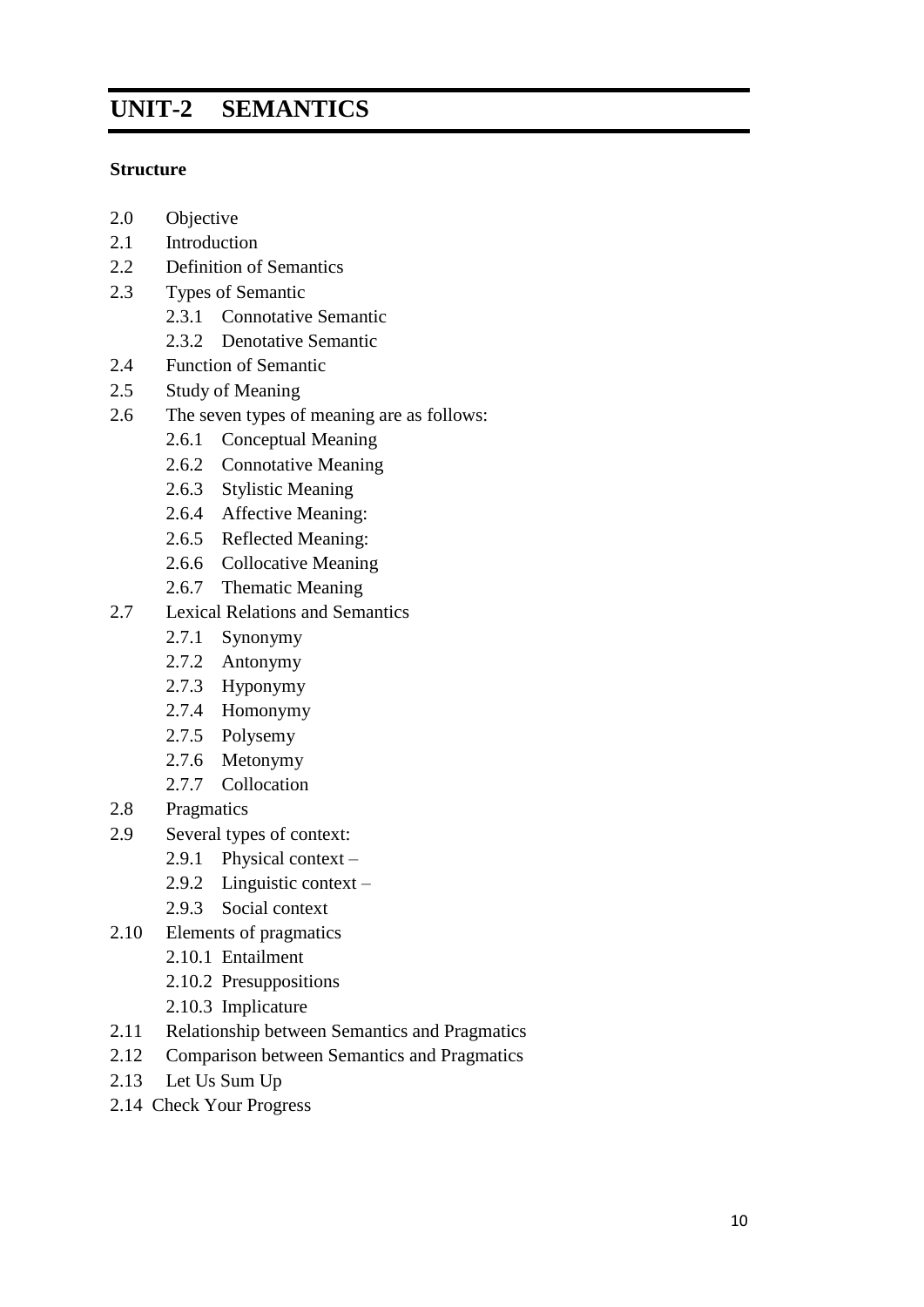# UNIT-2 SEMANTICS

**Structure**

- 2.0 Objective
- 2.1 Introduction
- 2.2 Definition of Semantics
- 2.3 Types of Semantic
  - 2.3.1 Connotative Semantic
  - 2.3.2 Denotative Semantic
- 2.4 Function of Semantic
- 2.5 Study of Meaning
- 2.6 The seven types of meaning are as follows:
  - 2.6.1 Conceptual Meaning
  - 2.6.2 Connotative Meaning
  - 2.6.3 Stylistic Meaning
  - 2.6.4 Affective Meaning:
  - 2.6.5 Reflected Meaning:
  - 2.6.6 Collocative Meaning
  - 2.6.7 Thematic Meaning
- 2.7 Lexical Relations and Semantics
  - 2.7.1 Synonymy
  - 2.7.2 Antonymy
  - 2.7.3 Hyponymy
  - 2.7.4 Homonymy
  - 2.7.5 Polysemy
  - 2.7.6 Metonymy
  - 2.7.7 Collocation
- 2.8 Pragmatics
- 2.9 Several types of context:
  - 2.9.1 Physical context –
  - 2.9.2 Linguistic context –
  - 2.9.3 Social context
- 2.10 Elements of pragmatics
  - 2.10.1 Entailment
  - 2.10.2 Presuppositions
  - 2.10.3 Implicature
- 2.11 Relationship between Semantics and Pragmatics
- 2.12 Comparison between Semantics and Pragmatics
- 2.13 Let Us Sum Up
- 2.14 Check Your Progress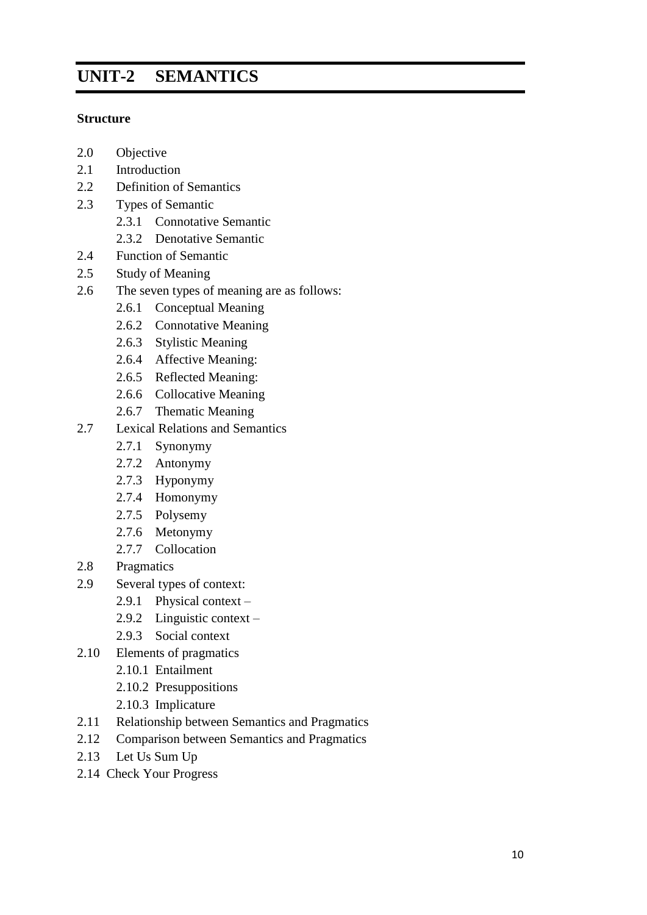# UNIT-2 SEMANTICS

**Structure**

2.0 Objective
2.1 Introduction
2.2 Definition of Semantics
2.3 Types of Semantic
  2.3.1 Connotative Semantic
  2.3.2 Denotative Semantic
2.4 Function of Semantic
2.5 Study of Meaning
2.6 The seven types of meaning are as follows:
  2.6.1 Conceptual Meaning
  2.6.2 Connotative Meaning
  2.6.3 Stylistic Meaning
  2.6.4 Affective Meaning:
  2.6.5 Reflected Meaning:
  2.6.6 Collocative Meaning
  2.6.7 Thematic Meaning
2.7 Lexical Relations and Semantics
  2.7.1 Synonymy
  2.7.2 Antonymy
  2.7.3 Hyponymy
  2.7.4 Homonymy
  2.7.5 Polysemy
  2.7.6 Metonymy
  2.7.7 Collocation
2.8 Pragmatics
2.9 Several types of context:
  2.9.1 Physical context –
  2.9.2 Linguistic context –
  2.9.3 Social context
2.10 Elements of pragmatics
  2.10.1 Entailment
  2.10.2 Presuppositions
  2.10.3 Implicature
2.11 Relationship between Semantics and Pragmatics
2.12 Comparison between Semantics and Pragmatics
2.13 Let Us Sum Up
2.14 Check Your Progress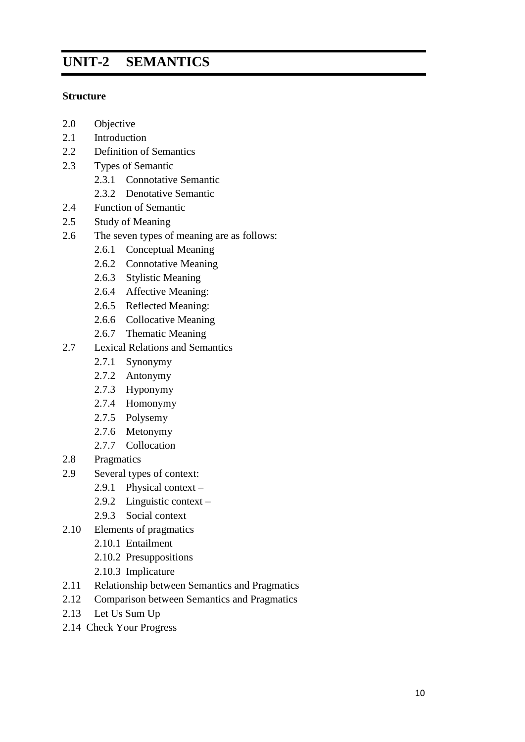# UNIT-2 SEMANTICS

**Structure**

2.0 Objective
2.1 Introduction
2.2 Definition of Semantics
2.3 Types of Semantic
  2.3.1 Connotative Semantic
  2.3.2 Denotative Semantic
2.4 Function of Semantic
2.5 Study of Meaning
2.6 The seven types of meaning are as follows:
  2.6.1 Conceptual Meaning
  2.6.2 Connotative Meaning
  2.6.3 Stylistic Meaning
  2.6.4 Affective Meaning:
  2.6.5 Reflected Meaning:
  2.6.6 Collocative Meaning
  2.6.7 Thematic Meaning
2.7 Lexical Relations and Semantics
  2.7.1 Synonymy
  2.7.2 Antonymy
  2.7.3 Hyponymy
  2.7.4 Homonymy
  2.7.5 Polysemy
  2.7.6 Metonymy
  2.7.7 Collocation
2.8 Pragmatics
2.9 Several types of context:
  2.9.1 Physical context –
  2.9.2 Linguistic context –
  2.9.3 Social context
2.10 Elements of pragmatics
  2.10.1 Entailment
  2.10.2 Presuppositions
  2.10.3 Implicature
2.11 Relationship between Semantics and Pragmatics
2.12 Comparison between Semantics and Pragmatics
2.13 Let Us Sum Up
2.14 Check Your Progress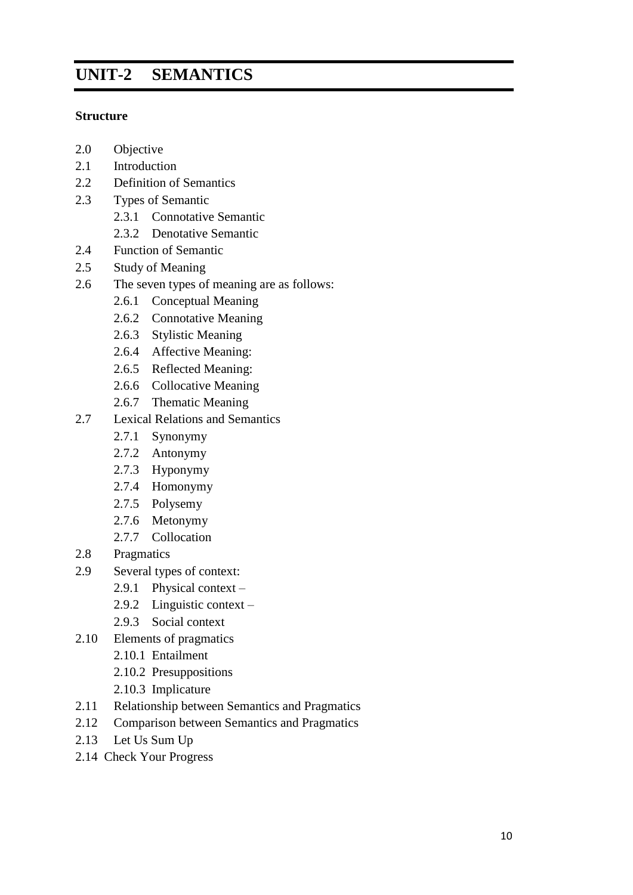# UNIT-2 SEMANTICS

**Structure**

2.0 Objective
2.1 Introduction
2.2 Definition of Semantics
2.3 Types of Semantic
  2.3.1 Connotative Semantic
  2.3.2 Denotative Semantic
2.4 Function of Semantic
2.5 Study of Meaning
2.6 The seven types of meaning are as follows:
  2.6.1 Conceptual Meaning
  2.6.2 Connotative Meaning
  2.6.3 Stylistic Meaning
  2.6.4 Affective Meaning:
  2.6.5 Reflected Meaning:
  2.6.6 Collocative Meaning
  2.6.7 Thematic Meaning
2.7 Lexical Relations and Semantics
  2.7.1 Synonymy
  2.7.2 Antonymy
  2.7.3 Hyponymy
  2.7.4 Homonymy
  2.7.5 Polysemy
  2.7.6 Metonymy
  2.7.7 Collocation
2.8 Pragmatics
2.9 Several types of context:
  2.9.1 Physical context –
  2.9.2 Linguistic context –
  2.9.3 Social context
2.10 Elements of pragmatics
  2.10.1 Entailment
  2.10.2 Presuppositions
  2.10.3 Implicature
2.11 Relationship between Semantics and Pragmatics
2.12 Comparison between Semantics and Pragmatics
2.13 Let Us Sum Up
2.14 Check Your Progress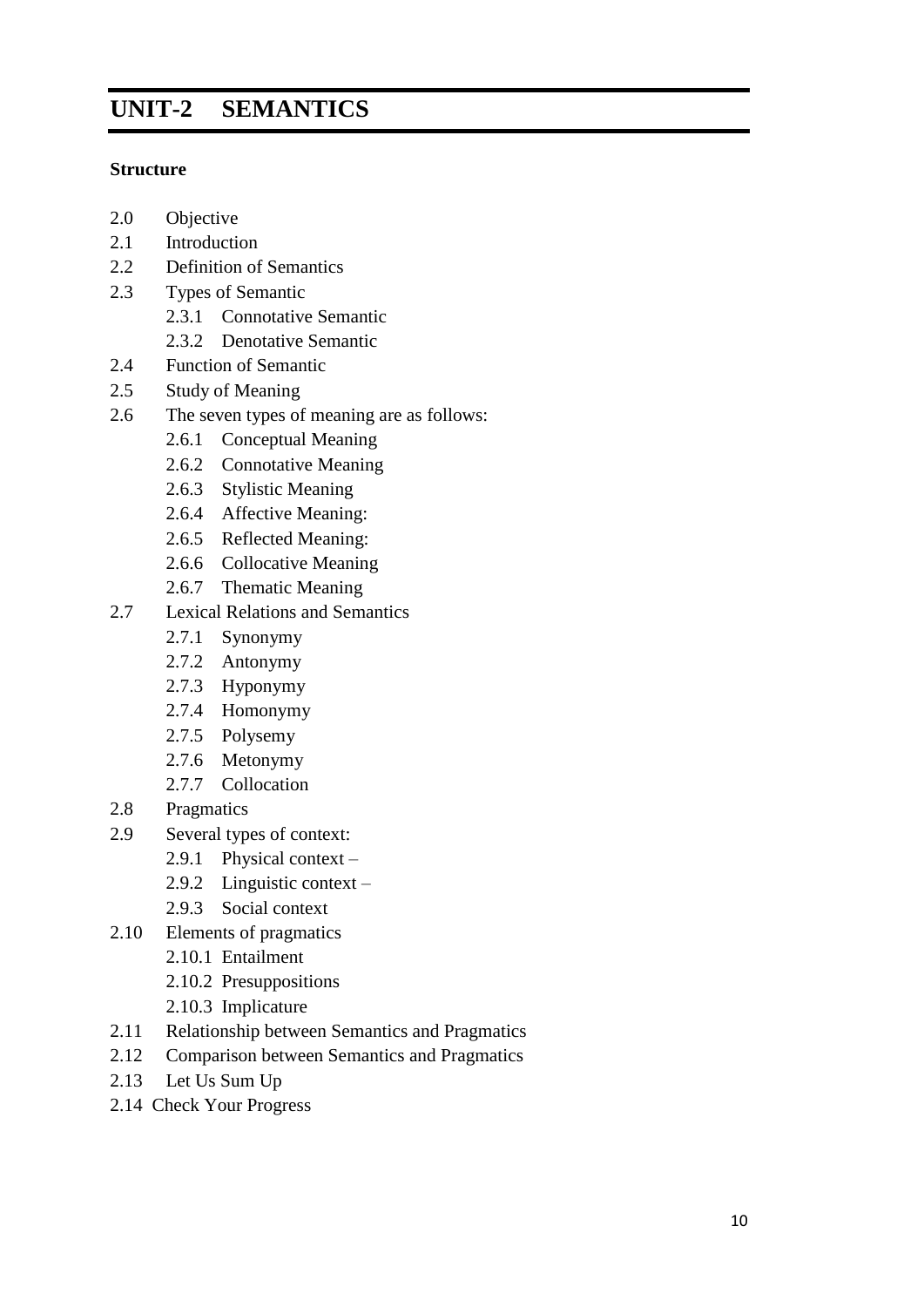# UNIT-2 SEMANTICS

**Structure**

2.0 Objective
2.1 Introduction
2.2 Definition of Semantics
2.3 Types of Semantic
  2.3.1 Connotative Semantic
  2.3.2 Denotative Semantic
2.4 Function of Semantic
2.5 Study of Meaning
2.6 The seven types of meaning are as follows:
  2.6.1 Conceptual Meaning
  2.6.2 Connotative Meaning
  2.6.3 Stylistic Meaning
  2.6.4 Affective Meaning:
  2.6.5 Reflected Meaning:
  2.6.6 Collocative Meaning
  2.6.7 Thematic Meaning
2.7 Lexical Relations and Semantics
  2.7.1 Synonymy
  2.7.2 Antonymy
  2.7.3 Hyponymy
  2.7.4 Homonymy
  2.7.5 Polysemy
  2.7.6 Metonymy
  2.7.7 Collocation
2.8 Pragmatics
2.9 Several types of context:
  2.9.1 Physical context –
  2.9.2 Linguistic context –
  2.9.3 Social context
2.10 Elements of pragmatics
  2.10.1 Entailment
  2.10.2 Presuppositions
  2.10.3 Implicature
2.11 Relationship between Semantics and Pragmatics
2.12 Comparison between Semantics and Pragmatics
2.13 Let Us Sum Up
2.14 Check Your Progress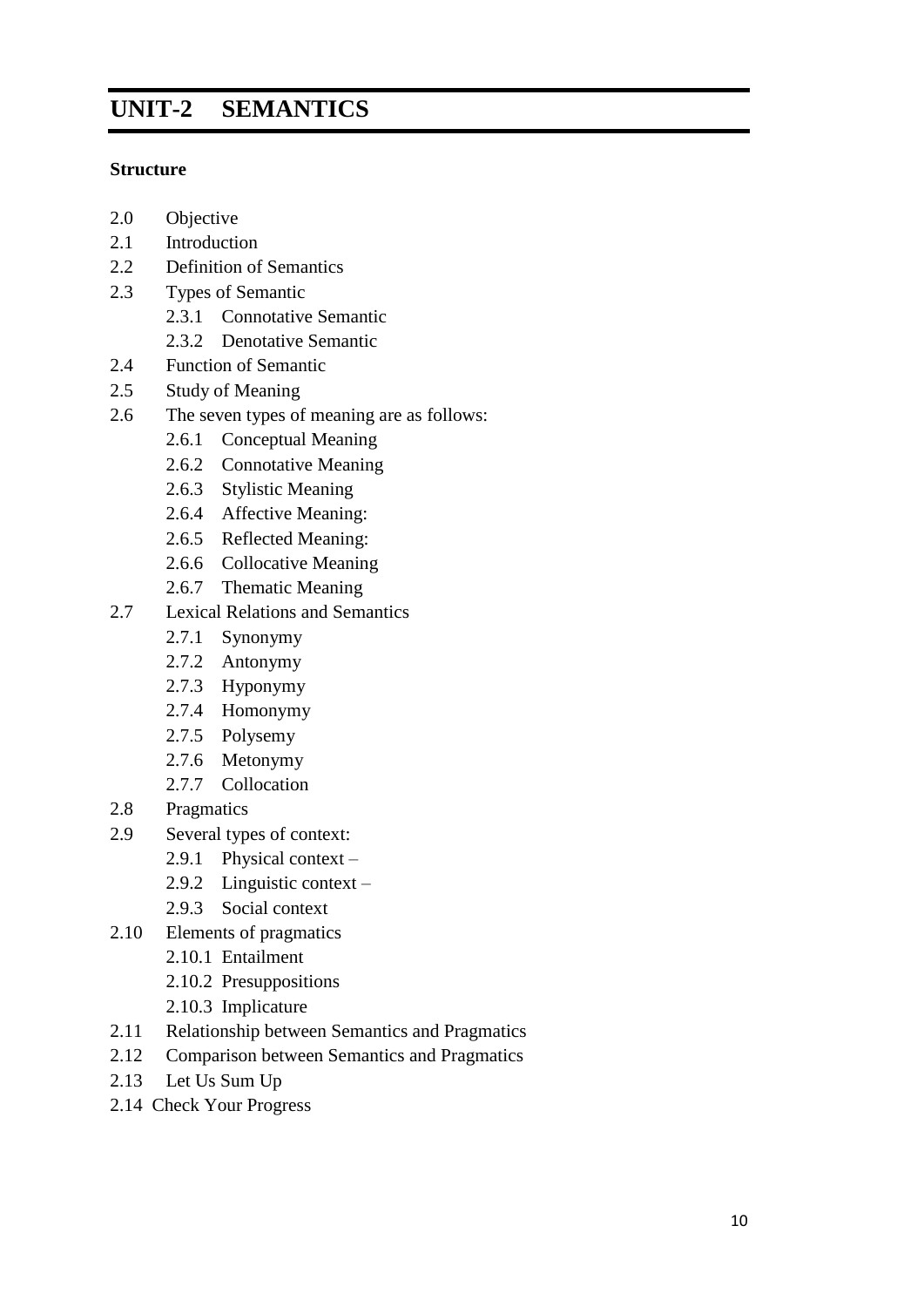# UNIT-2 SEMANTICS

**Structure**

2.0 Objective
2.1 Introduction
2.2 Definition of Semantics
2.3 Types of Semantic
  2.3.1 Connotative Semantic
  2.3.2 Denotative Semantic
2.4 Function of Semantic
2.5 Study of Meaning
2.6 The seven types of meaning are as follows:
  2.6.1 Conceptual Meaning
  2.6.2 Connotative Meaning
  2.6.3 Stylistic Meaning
  2.6.4 Affective Meaning:
  2.6.5 Reflected Meaning:
  2.6.6 Collocative Meaning
  2.6.7 Thematic Meaning
2.7 Lexical Relations and Semantics
  2.7.1 Synonymy
  2.7.2 Antonymy
  2.7.3 Hyponymy
  2.7.4 Homonymy
  2.7.5 Polysemy
  2.7.6 Metonymy
  2.7.7 Collocation
2.8 Pragmatics
2.9 Several types of context:
  2.9.1 Physical context –
  2.9.2 Linguistic context –
  2.9.3 Social context
2.10 Elements of pragmatics
  2.10.1 Entailment
  2.10.2 Presuppositions
  2.10.3 Implicature
2.11 Relationship between Semantics and Pragmatics
2.12 Comparison between Semantics and Pragmatics
2.13 Let Us Sum Up
2.14 Check Your Progress